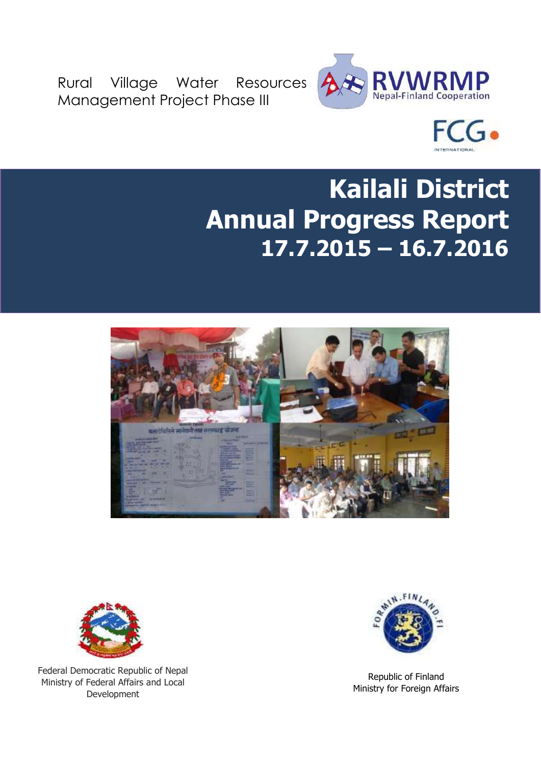Rural Village Water Resources Management Project Phase III

RVWRMP
Nepal-Finland Cooperation

FCG
INTERNATIONAL

# Kailali District Annual Progress Report 17.7.2015 – 16.7.2016

Federal Democratic Republic of Nepal
Ministry of Federal Affairs and Local Development

Republic of Finland
Ministry for Foreign Affairs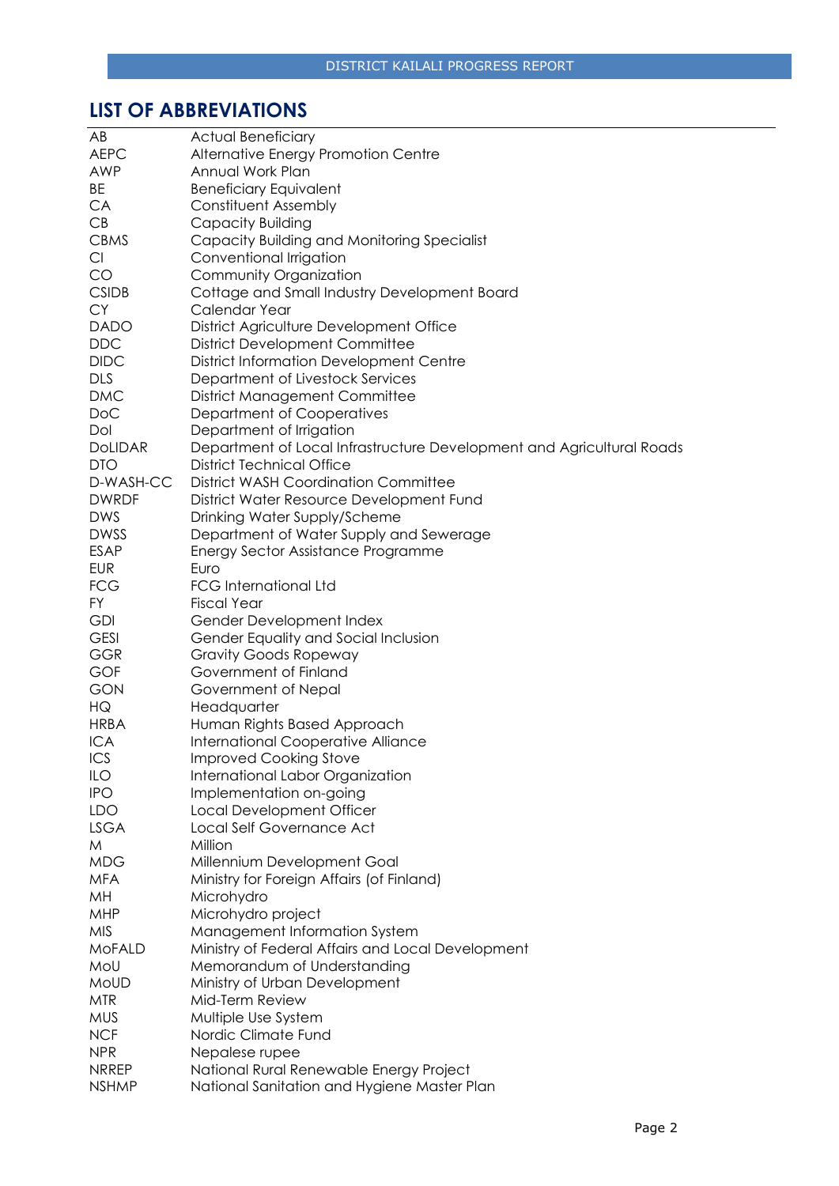## LIST OF ABBREVIATIONS

| | |
|---|---|
| AB | Actual Beneficiary |
| AEPC | Alternative Energy Promotion Centre |
| AWP | Annual Work Plan |
| BE | Beneficiary Equivalent |
| CA | Constituent Assembly |
| CB | Capacity Building |
| CBMS | Capacity Building and Monitoring Specialist |
| CI | Conventional Irrigation |
| CO | Community Organization |
| CSIDB | Cottage and Small Industry Development Board |
| CY | Calendar Year |
| DADO | District Agriculture Development Office |
| DDC | District Development Committee |
| DIDC | District Information Development Centre |
| DLS | Department of Livestock Services |
| DMC | District Management Committee |
| DoC | Department of Cooperatives |
| DoI | Department of Irrigation |
| DoLIDAR | Department of Local Infrastructure Development and Agricultural Roads |
| DTO | District Technical Office |
| D-WASH-CC | District WASH Coordination Committee |
| DWRDF | District Water Resource Development Fund |
| DWS | Drinking Water Supply/Scheme |
| DWSS | Department of Water Supply and Sewerage |
| ESAP | Energy Sector Assistance Programme |
| EUR | Euro |
| FCG | FCG International Ltd |
| FY | Fiscal Year |
| GDI | Gender Development Index |
| GESI | Gender Equality and Social Inclusion |
| GGR | Gravity Goods Ropeway |
| GOF | Government of Finland |
| GON | Government of Nepal |
| HQ | Headquarter |
| HRBA | Human Rights Based Approach |
| ICA | International Cooperative Alliance |
| ICS | Improved Cooking Stove |
| ILO | International Labor Organization |
| IPO | Implementation on-going |
| LDO | Local Development Officer |
| LSGA | Local Self Governance Act |
| M | Million |
| MDG | Millennium Development Goal |
| MFA | Ministry for Foreign Affairs (of Finland) |
| MH | Microhydro |
| MHP | Microhydro project |
| MIS | Management Information System |
| MoFALD | Ministry of Federal Affairs and Local Development |
| MoU | Memorandum of Understanding |
| MoUD | Ministry of Urban Development |
| MTR | Mid-Term Review |
| MUS | Multiple Use System |
| NCF | Nordic Climate Fund |
| NPR | Nepalese rupee |
| NRREP | National Rural Renewable Energy Project |
| NSHMP | National Sanitation and Hygiene Master Plan |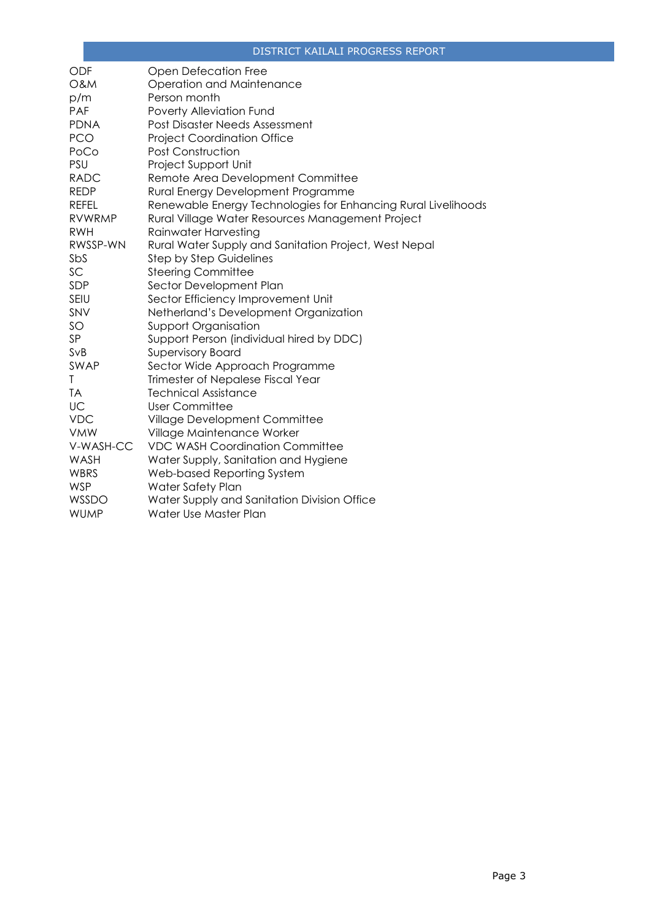| | |
|---|---|
| ODF | Open Defecation Free |
| O&M | Operation and Maintenance |
| p/m | Person month |
| PAF | Poverty Alleviation Fund |
| PDNA | Post Disaster Needs Assessment |
| PCO | Project Coordination Office |
| PoCo | Post Construction |
| PSU | Project Support Unit |
| RADC | Remote Area Development Committee |
| REDP | Rural Energy Development Programme |
| REFEL | Renewable Energy Technologies for Enhancing Rural Livelihoods |
| RVWRMP | Rural Village Water Resources Management Project |
| RWH | Rainwater Harvesting |
| RWSSP-WN | Rural Water Supply and Sanitation Project, West Nepal |
| SbS | Step by Step Guidelines |
| SC | Steering Committee |
| SDP | Sector Development Plan |
| SEIU | Sector Efficiency Improvement Unit |
| SNV | Netherland's Development Organization |
| SO | Support Organisation |
| SP | Support Person (individual hired by DDC) |
| SvB | Supervisory Board |
| SWAP | Sector Wide Approach Programme |
| T | Trimester of Nepalese Fiscal Year |
| TA | Technical Assistance |
| UC | User Committee |
| VDC | Village Development Committee |
| VMW | Village Maintenance Worker |
| V-WASH-CC | VDC WASH Coordination Committee |
| WASH | Water Supply, Sanitation and Hygiene |
| WBRS | Web-based Reporting System |
| WSP | Water Safety Plan |
| WSSDO | Water Supply and Sanitation Division Office |
| WUMP | Water Use Master Plan |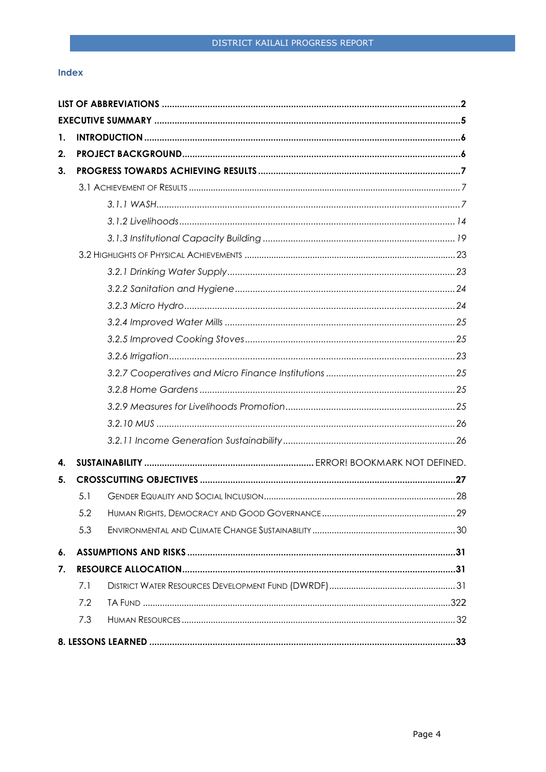## Index

**LIST OF ABBREVIATIONS** .......... **2**

**EXECUTIVE SUMMARY** .......... **5**

**1. INTRODUCTION** .......... **6**

**2. PROJECT BACKGROUND** .......... **6**

**3. PROGRESS TOWARDS ACHIEVING RESULTS** .......... **7**

3.1 Achievement of Results .......... 7

*3.1.1 WASH* .......... *7*

*3.1.2 Livelihoods* .......... *14*

*3.1.3 Institutional Capacity Building* .......... *19*

3.2 Highlights of Physical Achievements .......... 23

*3.2.1 Drinking Water Supply* .......... *23*

*3.2.2 Sanitation and Hygiene* .......... *24*

*3.2.3 Micro Hydro* .......... *24*

*3.2.4 Improved Water Mills* .......... *25*

*3.2.5 Improved Cooking Stoves* .......... *25*

*3.2.6 Irrigation* .......... *23*

*3.2.7 Cooperatives and Micro Finance Institutions* .......... *25*

*3.2.8 Home Gardens* .......... *25*

*3.2.9 Measures for Livelihoods Promotion* .......... *25*

*3.2.10 MUS* .......... *26*

*3.2.11 Income Generation Sustainability* .......... *26*

**4. SUSTAINABILITY** .......... ERROR! BOOKMARK NOT DEFINED.

**5. CROSSCUTTING OBJECTIVES** .......... **27**

5.1 Gender Equality and Social Inclusion .......... 28

5.2 Human Rights, Democracy and Good Governance .......... 29

5.3 Environmental and Climate Change Sustainability .......... 30

**6. ASSUMPTIONS AND RISKS** .......... **31**

**7. RESOURCE ALLOCATION** .......... **31**

7.1 District Water Resources Development Fund (DWRDF) .......... 31

7.2 TA Fund .......... 322

7.3 Human Resources .......... 32

**8. LESSONS LEARNED** .......... **33**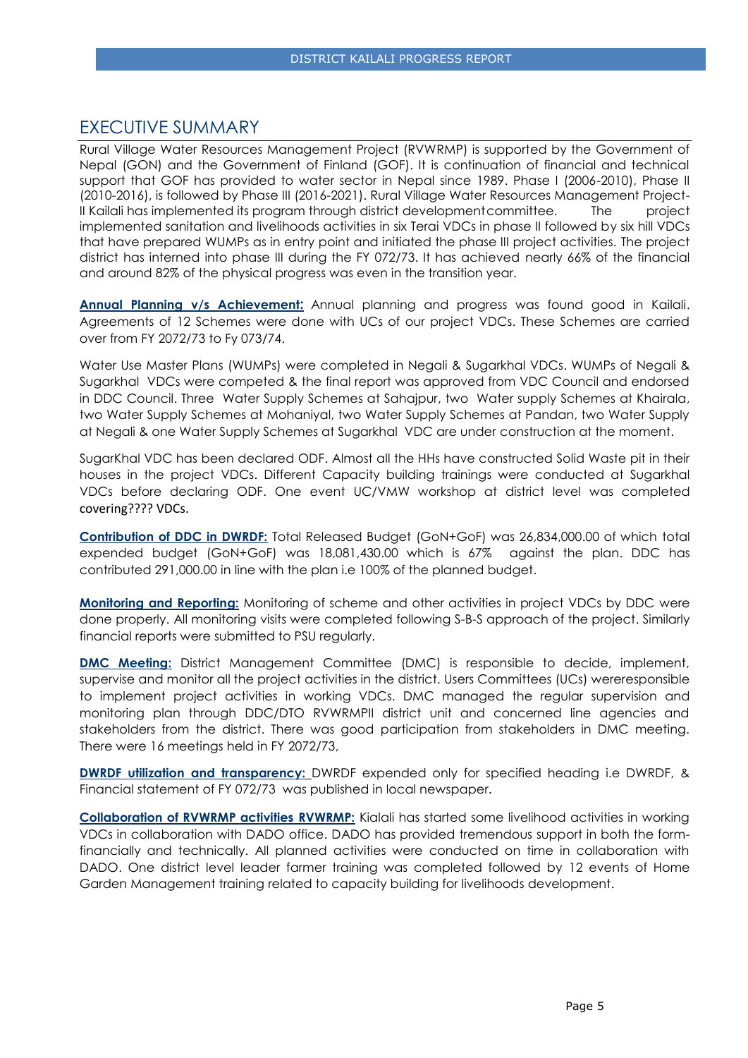# EXECUTIVE SUMMARY

Rural Village Water Resources Management Project (RVWRMP) is supported by the Government of Nepal (GON) and the Government of Finland (GOF). It is continuation of financial and technical support that GOF has provided to water sector in Nepal since 1989. Phase I (2006-2010), Phase II (2010-2016), is followed by Phase III (2016-2021). Rural Village Water Resources Management Project-II Kailali has implemented its program through district development committee. The project implemented sanitation and livelihoods activities in six Terai VDCs in phase II followed by six hill VDCs that have prepared WUMPs as in entry point and initiated the phase III project activities. The project district has interned into phase III during the FY 072/73. It has achieved nearly 66% of the financial and around 82% of the physical progress was even in the transition year.

**Annual Planning v/s Achievement:** Annual planning and progress was found good in Kailali. Agreements of 12 Schemes were done with UCs of our project VDCs. These Schemes are carried over from FY 2072/73 to Fy 073/74.

Water Use Master Plans (WUMPs) were completed in Negali & Sugarkhal VDCs. WUMPs of Negali & Sugarkhal VDCs were competed & the final report was approved from VDC Council and endorsed in DDC Council. Three Water Supply Schemes at Sahajpur, two Water supply Schemes at Khairala, two Water Supply Schemes at Mohaniyal, two Water Supply Schemes at Pandan, two Water Supply at Negali & one Water Supply Schemes at Sugarkhal VDC are under construction at the moment.

SugarKhal VDC has been declared ODF. Almost all the HHs have constructed Solid Waste pit in their houses in the project VDCs. Different Capacity building trainings were conducted at Sugarkhal VDCs before declaring ODF. One event UC/VMW workshop at district level was completed covering???? VDCs.

**Contribution of DDC in DWRDF:** Total Released Budget (GoN+GoF) was 26,834,000.00 of which total expended budget (GoN+GoF) was 18,081,430.00 which is 67% against the plan. DDC has contributed 291,000.00 in line with the plan i.e 100% of the planned budget.

**Monitoring and Reporting:** Monitoring of scheme and other activities in project VDCs by DDC were done properly. All monitoring visits were completed following S-B-S approach of the project. Similarly financial reports were submitted to PSU regularly.

**DMC Meeting:** District Management Committee (DMC) is responsible to decide, implement, supervise and monitor all the project activities in the district. Users Committees (UCs) wereresponsible to implement project activities in working VDCs. DMC managed the regular supervision and monitoring plan through DDC/DTO RVWRMPII district unit and concerned line agencies and stakeholders from the district. There was good participation from stakeholders in DMC meeting. There were 16 meetings held in FY 2072/73,

**DWRDF utilization and transparency:** DWRDF expended only for specified heading i.e DWRDF, & Financial statement of FY 072/73 was published in local newspaper.

**Collaboration of RVWRMP activities RVWRMP:** Kialali has started some livelihood activities in working VDCs in collaboration with DADO office. DADO has provided tremendous support in both the form-financially and technically. All planned activities were conducted on time in collaboration with DADO. One district level leader farmer training was completed followed by 12 events of Home Garden Management training related to capacity building for livelihoods development.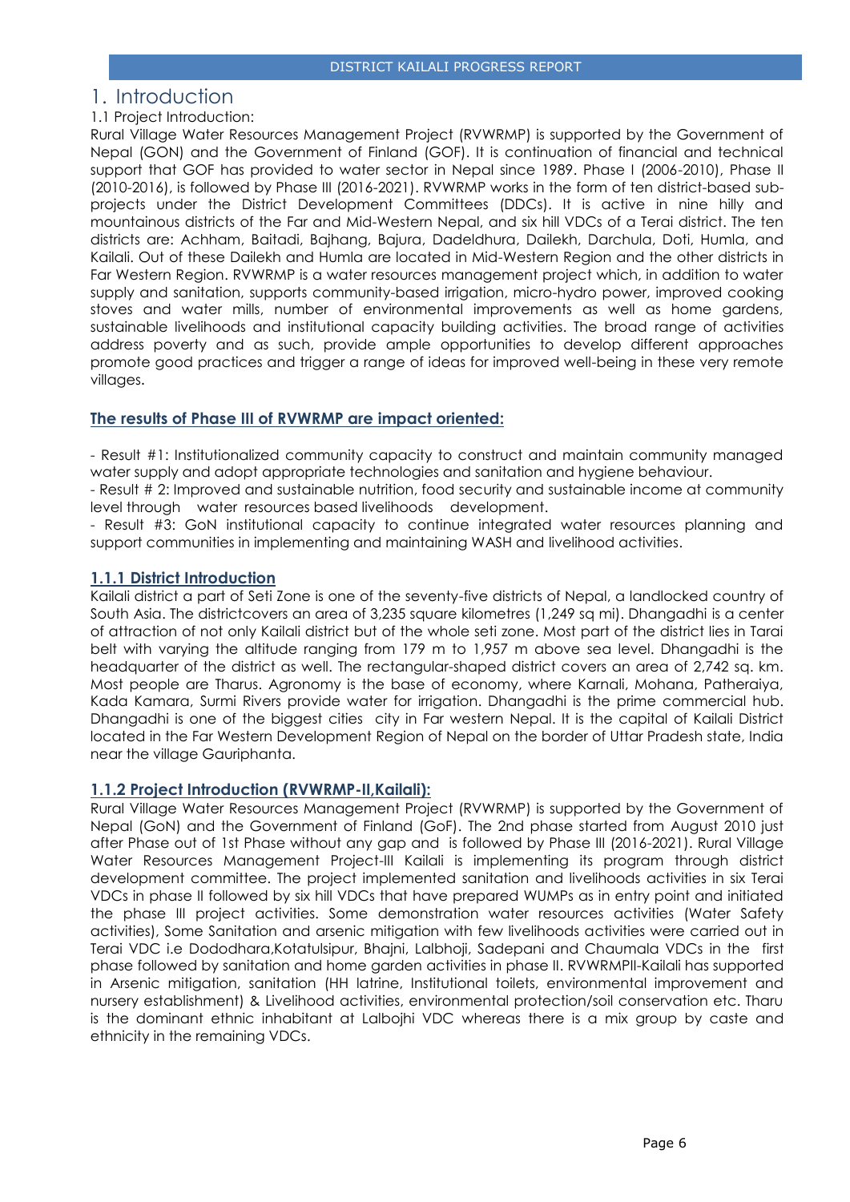# 1. Introduction

1.1 Project Introduction:

Rural Village Water Resources Management Project (RVWRMP) is supported by the Government of Nepal (GON) and the Government of Finland (GOF). It is continuation of financial and technical support that GOF has provided to water sector in Nepal since 1989. Phase I (2006-2010), Phase II (2010-2016), is followed by Phase III (2016-2021). RVWRMP works in the form of ten district-based sub-projects under the District Development Committees (DDCs). It is active in nine hilly and mountainous districts of the Far and Mid-Western Nepal, and six hill VDCs of a Terai district. The ten districts are: Achham, Baitadi, Bajhang, Bajura, Dadeldhura, Dailekh, Darchula, Doti, Humla, and Kailali. Out of these Dailekh and Humla are located in Mid-Western Region and the other districts in Far Western Region. RVWRMP is a water resources management project which, in addition to water supply and sanitation, supports community-based irrigation, micro-hydro power, improved cooking stoves and water mills, number of environmental improvements as well as home gardens, sustainable livelihoods and institutional capacity building activities. The broad range of activities address poverty and as such, provide ample opportunities to develop different approaches promote good practices and trigger a range of ideas for improved well-being in these very remote villages.

### The results of Phase III of RVWRMP are impact oriented:

- Result #1: Institutionalized community capacity to construct and maintain community managed water supply and adopt appropriate technologies and sanitation and hygiene behaviour.
- Result # 2: Improved and sustainable nutrition, food security and sustainable income at community level through water resources based livelihoods development.
- Result #3: GoN institutional capacity to continue integrated water resources planning and support communities in implementing and maintaining WASH and livelihood activities.

### 1.1.1 District Introduction

Kailali district a part of Seti Zone is one of the seventy-five districts of Nepal, a landlocked country of South Asia. The districtcovers an area of 3,235 square kilometres (1,249 sq mi). Dhangadhi is a center of attraction of not only Kailali district but of the whole seti zone. Most part of the district lies in Tarai belt with varying the altitude ranging from 179 m to 1,957 m above sea level. Dhangadhi is the headquarter of the district as well. The rectangular-shaped district covers an area of 2,742 sq. km. Most people are Tharus. Agronomy is the base of economy, where Karnali, Mohana, Patheraiya, Kada Kamara, Surmi Rivers provide water for irrigation. Dhangadhi is the prime commercial hub. Dhangadhi is one of the biggest cities city in Far western Nepal. It is the capital of Kailali District located in the Far Western Development Region of Nepal on the border of Uttar Pradesh state, India near the village Gauriphanta.

### 1.1.2 Project Introduction (RVWRMP-II,Kailali):

Rural Village Water Resources Management Project (RVWRMP) is supported by the Government of Nepal (GoN) and the Government of Finland (GoF). The 2nd phase started from August 2010 just after Phase out of 1st Phase without any gap and is followed by Phase III (2016-2021). Rural Village Water Resources Management Project-III Kailali is implementing its program through district development committee. The project implemented sanitation and livelihoods activities in six Terai VDCs in phase II followed by six hill VDCs that have prepared WUMPs as in entry point and initiated the phase III project activities. Some demonstration water resources activities (Water Safety activities), Some Sanitation and arsenic mitigation with few livelihoods activities were carried out in Terai VDC i.e Dododhara,Kotatulsipur, Bhajni, Lalbhoji, Sadepani and Chaumala VDCs in the first phase followed by sanitation and home garden activities in phase II. RVWRMPII-Kailali has supported in Arsenic mitigation, sanitation (HH latrine, Institutional toilets, environmental improvement and nursery establishment) & Livelihood activities, environmental protection/soil conservation etc. Tharu is the dominant ethnic inhabitant at Lalbojhi VDC whereas there is a mix group by caste and ethnicity in the remaining VDCs.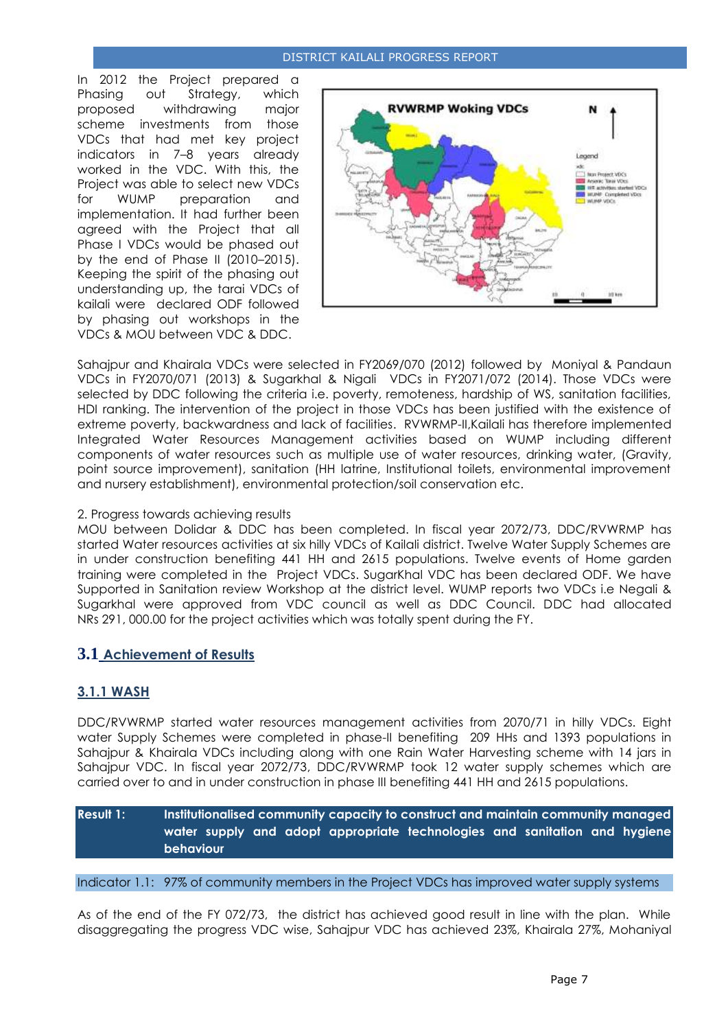In 2012 the Project prepared a Phasing out Strategy, which proposed withdrawing major scheme investments from those VDCs that had met key project indicators in 7–8 years already worked in the VDC. With this, the Project was able to select new VDCs for WUMP preparation and implementation. It had further been agreed with the Project that all Phase I VDCs would be phased out by the end of Phase II (2010–2015). Keeping the spirit of the phasing out understanding up, the tarai VDCs of kailali were declared ODF followed by phasing out workshops in the VDCs & MOU between VDC & DDC.

Sahajpur and Khairala VDCs were selected in FY2069/070 (2012) followed by Moniyal & Pandaun VDCs in FY2070/071 (2013) & Sugarkhal & Nigali VDCs in FY2071/072 (2014). Those VDCs were selected by DDC following the criteria i.e. poverty, remoteness, hardship of WS, sanitation facilities, HDI ranking. The intervention of the project in those VDCs has been justified with the existence of extreme poverty, backwardness and lack of facilities. RVWRMP-II,Kailali has therefore implemented Integrated Water Resources Management activities based on WUMP including different components of water resources such as multiple use of water resources, drinking water, (Gravity, point source improvement), sanitation (HH latrine, Institutional toilets, environmental improvement and nursery establishment), environmental protection/soil conservation etc.

2. Progress towards achieving results

MOU between Dolidar & DDC has been completed. In fiscal year 2072/73, DDC/RVWRMP has started Water resources activities at six hilly VDCs of Kailali district. Twelve Water Supply Schemes are in under construction benefiting 441 HH and 2615 populations. Twelve events of Home garden training were completed in the Project VDCs. SugarKhal VDC has been declared ODF. We have Supported in Sanitation review Workshop at the district level. WUMP reports two VDCs i.e Negali & Sugarkhal were approved from VDC council as well as DDC Council. DDC had allocated NRs 291, 000.00 for the project activities which was totally spent during the FY.

## 3.1 Achievement of Results

### 3.1.1 WASH

DDC/RVWRMP started water resources management activities from 2070/71 in hilly VDCs. Eight water Supply Schemes were completed in phase-II benefiting 209 HHs and 1393 populations in Sahajpur & Khairala VDCs including along with one Rain Water Harvesting scheme with 14 jars in Sahajpur VDC. In fiscal year 2072/73, DDC/RVWRMP took 12 water supply schemes which are carried over to and in under construction in phase III benefiting 441 HH and 2615 populations.

**Result 1: Institutionalised community capacity to construct and maintain community managed water supply and adopt appropriate technologies and sanitation and hygiene behaviour**

Indicator 1.1: 97% of community members in the Project VDCs has improved water supply systems

As of the end of the FY 072/73, the district has achieved good result in line with the plan. While disaggregating the progress VDC wise, Sahajpur VDC has achieved 23%, Khairala 27%, Mohaniyal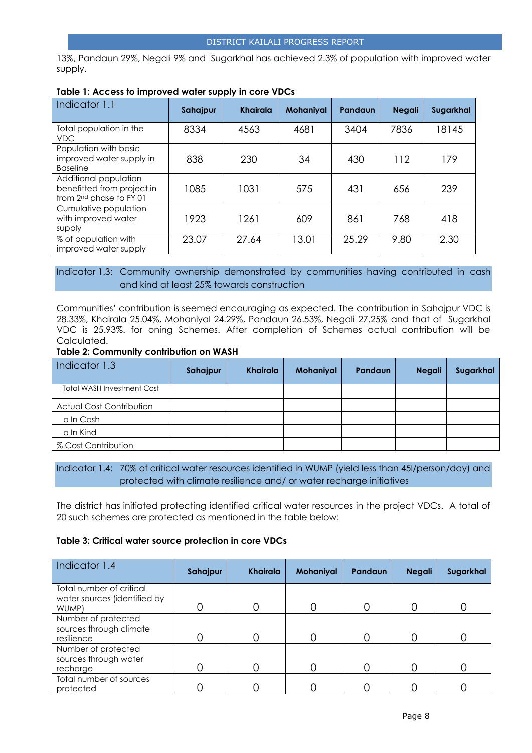13%, Pandaun 29%, Negali 9% and Sugarkhal has achieved 2.3% of population with improved water supply.

**Table 1: Access to improved water supply in core VDCs**

| Indicator 1.1 | Sahajpur | Khairala | Mohaniyal | Pandaun | Negali | Sugarkhal |
|---|---|---|---|---|---|---|
| Total population in the VDC | 8334 | 4563 | 4681 | 3404 | 7836 | 18145 |
| Population with basic improved water supply in Baseline | 838 | 230 | 34 | 430 | 112 | 179 |
| Additional population benefitted from project in from 2nd phase to FY 01 | 1085 | 1031 | 575 | 431 | 656 | 239 |
| Cumulative population with improved water supply | 1923 | 1261 | 609 | 861 | 768 | 418 |
| % of population with improved water supply | 23.07 | 27.64 | 13.01 | 25.29 | 9.80 | 2.30 |

### Indicator 1.3: Community ownership demonstrated by communities having contributed in cash and kind at least 25% towards construction

Communities' contribution is seemed encouraging as expected. The contribution in Sahajpur VDC is 28.33%, Khairala 25.04%, Mohaniyal 24.29%, Pandaun 26.53%, Negali 27.25% and that of Sugarkhal VDC is 25.93%. for oning Schemes. After completion of Schemes actual contribution will be Calculated.

**Table 2: Community contribution on WASH**

| Indicator 1.3 | Sahajpur | Khairala | Mohaniyal | Pandaun | Negali | Sugarkhal |
|---|---|---|---|---|---|---|
| Total WASH Investment Cost | | | | | | |
| Actual Cost Contribution | | | | | | |
| o In Cash | | | | | | |
| o In Kind | | | | | | |
| % Cost Contribution | | | | | | |

### Indicator 1.4: 70% of critical water resources identified in WUMP (yield less than 45l/person/day) and protected with climate resilience and/ or water recharge initiatives

The district has initiated protecting identified critical water resources in the project VDCs. A total of 20 such schemes are protected as mentioned in the table below:

**Table 3: Critical water source protection in core VDCs**

| Indicator 1.4 | Sahajpur | Khairala | Mohaniyal | Pandaun | Negali | Sugarkhal |
|---|---|---|---|---|---|---|
| Total number of critical water sources (identified by WUMP) | 0 | 0 | 0 | 0 | 0 | 0 |
| Number of protected sources through climate resilience | 0 | 0 | 0 | 0 | 0 | 0 |
| Number of protected sources through water recharge | 0 | 0 | 0 | 0 | 0 | 0 |
| Total number of sources protected | 0 | 0 | 0 | 0 | 0 | 0 |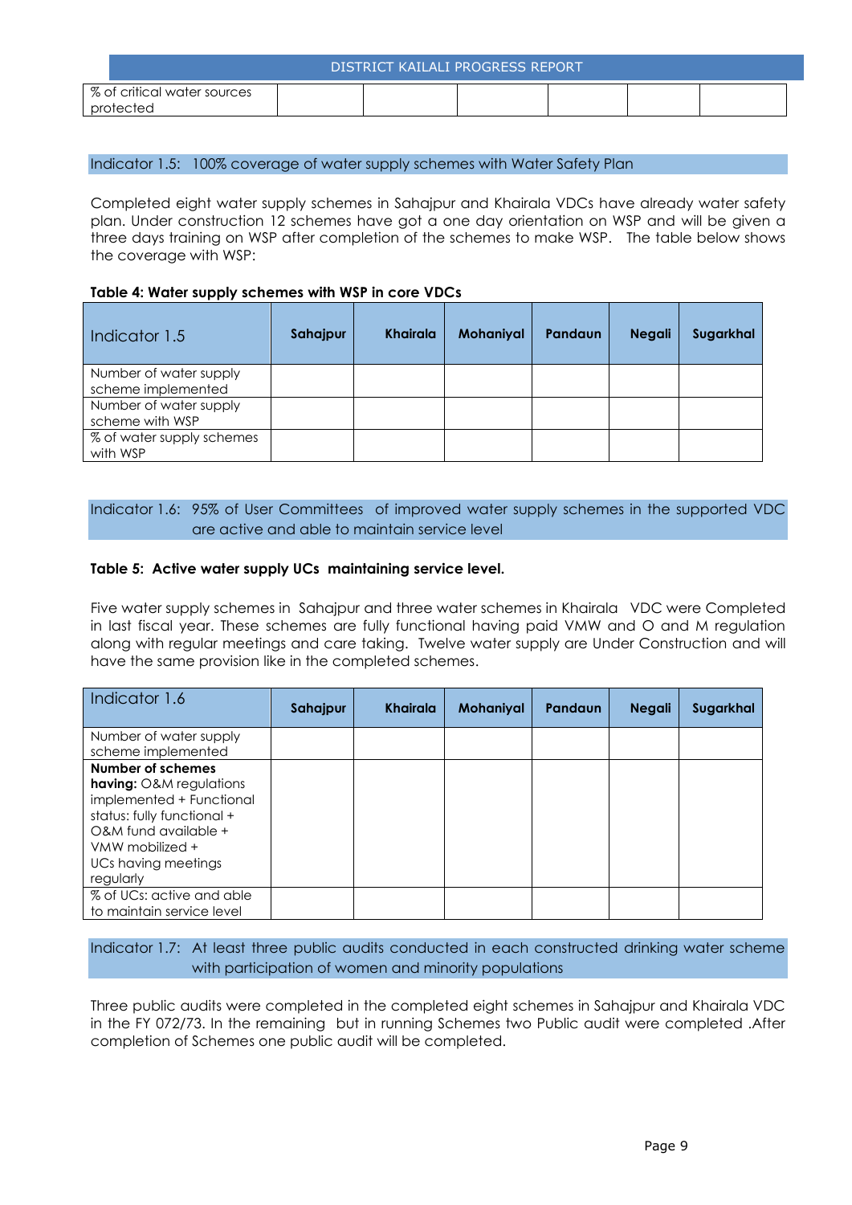| % of critical water sources protected | | | | | | |
|---|---|---|---|---|---|---|

Indicator 1.5: 100% coverage of water supply schemes with Water Safety Plan

Completed eight water supply schemes in Sahajpur and Khairala VDCs have already water safety plan. Under construction 12 schemes have got a one day orientation on WSP and will be given a three days training on WSP after completion of the schemes to make WSP. The table below shows the coverage with WSP:

**Table 4: Water supply schemes with WSP in core VDCs**

| Indicator 1.5 | Sahajpur | Khairala | Mohaniyal | Pandaun | Negali | Sugarkhal |
|---|---|---|---|---|---|---|
| Number of water supply scheme implemented | | | | | | |
| Number of water supply scheme with WSP | | | | | | |
| % of water supply schemes with WSP | | | | | | |

Indicator 1.6: 95% of User Committees of improved water supply schemes in the supported VDC are active and able to maintain service level

**Table 5: Active water supply UCs maintaining service level.**

Five water supply schemes in Sahajpur and three water schemes in Khairala VDC were Completed in last fiscal year. These schemes are fully functional having paid VMW and O and M regulation along with regular meetings and care taking. Twelve water supply are Under Construction and will have the same provision like in the completed schemes.

| Indicator 1.6 | Sahajpur | Khairala | Mohaniyal | Pandaun | Negali | Sugarkhal |
|---|---|---|---|---|---|---|
| Number of water supply scheme implemented | | | | | | |
| **Number of schemes having:** O&M regulations implemented + Functional status: fully functional + O&M fund available + VMW mobilized + UCs having meetings regularly | | | | | | |
| % of UCs: active and able to maintain service level | | | | | | |

Indicator 1.7: At least three public audits conducted in each constructed drinking water scheme with participation of women and minority populations

Three public audits were completed in the completed eight schemes in Sahajpur and Khairala VDC in the FY 072/73. In the remaining but in running Schemes two Public audit were completed .After completion of Schemes one public audit will be completed.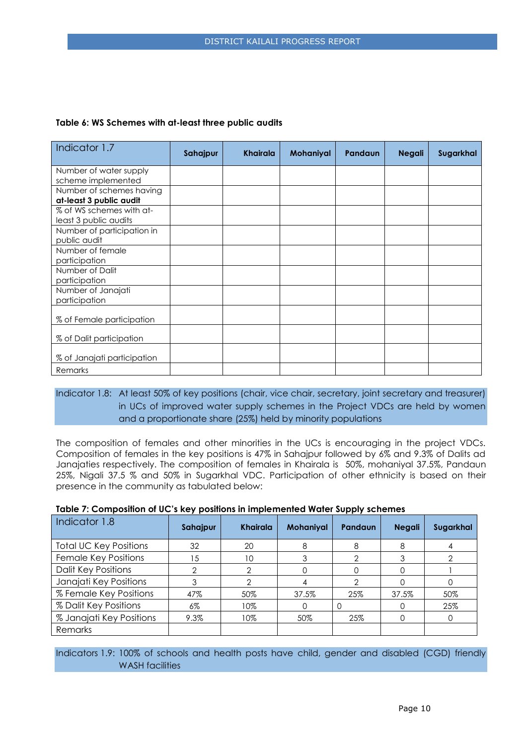**Table 6: WS Schemes with at-least three public audits**

| Indicator 1.7 | Sahajpur | Khairala | Mohaniyal | Pandaun | Negali | Sugarkhal |
|---|---|---|---|---|---|---|
| Number of water supply scheme implemented | | | | | | |
| Number of schemes having **at-least 3 public audit** | | | | | | |
| % of WS schemes with at-least 3 public audits | | | | | | |
| Number of participation in public audit | | | | | | |
| Number of female participation | | | | | | |
| Number of Dalit participation | | | | | | |
| Number of Janajati participation | | | | | | |
| % of Female participation | | | | | | |
| % of Dalit participation | | | | | | |
| % of Janajati participation | | | | | | |
| Remarks | | | | | | |

Indicator 1.8: At least 50% of key positions (chair, vice chair, secretary, joint secretary and treasurer) in UCs of improved water supply schemes in the Project VDCs are held by women and a proportionate share (25%) held by minority populations

The composition of females and other minorities in the UCs is encouraging in the project VDCs. Composition of females in the key positions is 47% in Sahajpur followed by 6% and 9.3% of Dalits ad Janajaties respectively. The composition of females in Khairala is 50%, mohaniyal 37.5%, Pandaun 25%, Nigali 37.5 % and 50% in Sugarkhal VDC. Participation of other ethnicity is based on their presence in the community as tabulated below:

**Table 7: Composition of UC's key positions in implemented Water Supply schemes**

| Indicator 1.8 | Sahajpur | Khairala | Mohaniyal | Pandaun | Negali | Sugarkhal |
|---|---|---|---|---|---|---|
| Total UC Key Positions | 32 | 20 | 8 | 8 | 8 | 4 |
| Female Key Positions | 15 | 10 | 3 | 2 | 3 | 2 |
| Dalit Key Positions | 2 | 2 | 0 | 0 | 0 | 1 |
| Janajati Key Positions | 3 | 2 | 4 | 2 | 0 | 0 |
| % Female Key Positions | 47% | 50% | 37.5% | 25% | 37.5% | 50% |
| % Dalit Key Positions | 6% | 10% | 0 | 0 | 0 | 25% |
| % Janajati Key Positions | 9.3% | 10% | 50% | 25% | 0 | 0 |
| Remarks | | | | | | |

Indicators 1.9: 100% of schools and health posts have child, gender and disabled (CGD) friendly WASH facilities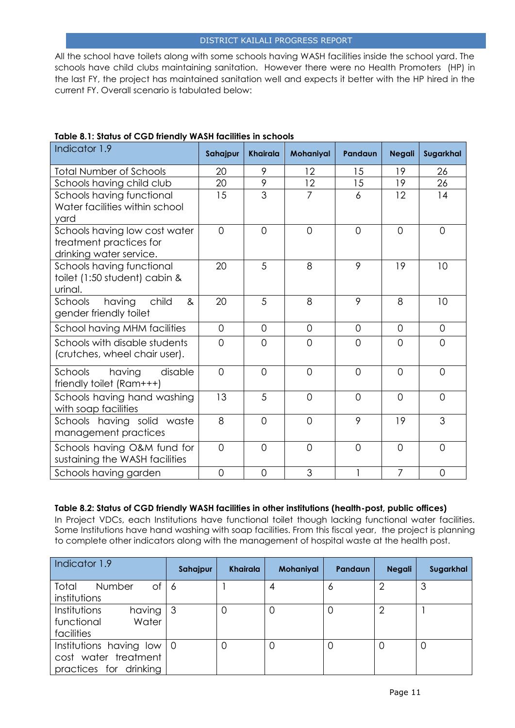All the school have toilets along with some schools having WASH facilities inside the school yard. The schools have child clubs maintaining sanitation. However there were no Health Promoters (HP) in the last FY, the project has maintained sanitation well and expects it better with the HP hired in the current FY. Overall scenario is tabulated below:

**Table 8.1: Status of CGD friendly WASH facilities in schools**

| Indicator 1.9 | Sahajpur | Khairala | Mohaniyal | Pandaun | Negali | Sugarkhal |
|---|---|---|---|---|---|---|
| Total Number of Schools | 20 | 9 | 12 | 15 | 19 | 26 |
| Schools having child club | 20 | 9 | 12 | 15 | 19 | 26 |
| Schools having functional Water facilities within school yard | 15 | 3 | 7 | 6 | 12 | 14 |
| Schools having low cost water treatment practices for drinking water service. | 0 | 0 | 0 | 0 | 0 | 0 |
| Schools having functional toilet (1:50 student) cabin & urinal. | 20 | 5 | 8 | 9 | 19 | 10 |
| Schools having child & gender friendly toilet | 20 | 5 | 8 | 9 | 8 | 10 |
| School having MHM facilities | 0 | 0 | 0 | 0 | 0 | 0 |
| Schools with disable students (crutches, wheel chair user). | 0 | 0 | 0 | 0 | 0 | 0 |
| Schools having disable friendly toilet (Ram+++) | 0 | 0 | 0 | 0 | 0 | 0 |
| Schools having hand washing with soap facilities | 13 | 5 | 0 | 0 | 0 | 0 |
| Schools having solid waste management practices | 8 | 0 | 0 | 9 | 19 | 3 |
| Schools having O&M fund for sustaining the WASH facilities | 0 | 0 | 0 | 0 | 0 | 0 |
| Schools having garden | 0 | 0 | 3 | 1 | 7 | 0 |

**Table 8.2: Status of CGD friendly WASH facilities in other institutions (health-post, public offices)**

In Project VDCs, each Institutions have functional toilet though lacking functional water facilities. Some Institutions have hand washing with soap facilities. From this fiscal year, the project is planning to complete other indicators along with the management of hospital waste at the health post.

| Indicator 1.9 | Sahajpur | Khairala | Mohaniyal | Pandaun | Negali | Sugarkhal |
|---|---|---|---|---|---|---|
| Total Number of institutions | 6 | 1 | 4 | 6 | 2 | 3 |
| Institutions having functional Water facilities | 3 | 0 | 0 | 0 | 2 | 1 |
| Institutions having low cost water treatment practices for drinking | 0 | 0 | 0 | 0 | 0 | 0 |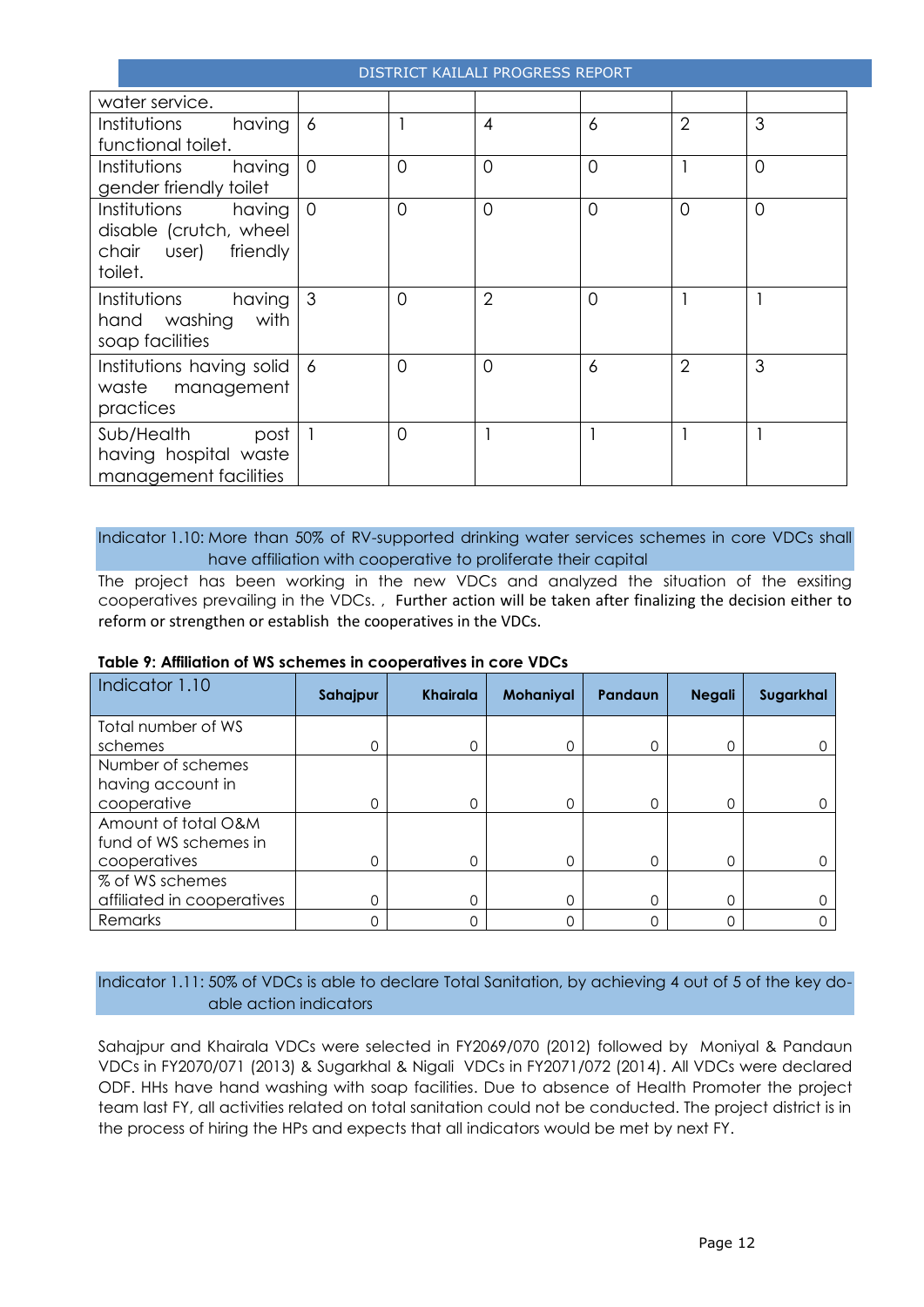| water service. | | | | | | |
|---|---|---|---|---|---|---|
| Institutions having functional toilet. | 6 | 1 | 4 | 6 | 2 | 3 |
| Institutions having gender friendly toilet | 0 | 0 | 0 | 0 | 1 | 0 |
| Institutions having disable (crutch, wheel chair user) friendly toilet. | 0 | 0 | 0 | 0 | 0 | 0 |
| Institutions having hand washing with soap facilities | 3 | 0 | 2 | 0 | 1 | 1 |
| Institutions having solid waste management practices | 6 | 0 | 0 | 6 | 2 | 3 |
| Sub/Health post having hospital waste management facilities | 1 | 0 | 1 | 1 | 1 | 1 |

**Indicator 1.10: More than 50% of RV-supported drinking water services schemes in core VDCs shall have affiliation with cooperative to proliferate their capital**

The project has been working in the new VDCs and analyzed the situation of the exsiting cooperatives prevailing in the VDCs. , Further action will be taken after finalizing the decision either to reform or strengthen or establish the cooperatives in the VDCs.

**Table 9: Affiliation of WS schemes in cooperatives in core VDCs**

| Indicator 1.10 | Sahajpur | Khairala | Mohaniyal | Pandaun | Negali | Sugarkhal |
|---|---|---|---|---|---|---|
| Total number of WS schemes | 0 | 0 | 0 | 0 | 0 | 0 |
| Number of schemes having account in cooperative | 0 | 0 | 0 | 0 | 0 | 0 |
| Amount of total O&M fund of WS schemes in cooperatives | 0 | 0 | 0 | 0 | 0 | 0 |
| % of WS schemes affiliated in cooperatives | 0 | 0 | 0 | 0 | 0 | 0 |
| Remarks | 0 | 0 | 0 | 0 | 0 | 0 |

**Indicator 1.11: 50% of VDCs is able to declare Total Sanitation, by achieving 4 out of 5 of the key do-able action indicators**

Sahajpur and Khairala VDCs were selected in FY2069/070 (2012) followed by Moniyal & Pandaun VDCs in FY2070/071 (2013) & Sugarkhal & Nigali VDCs in FY2071/072 (2014). All VDCs were declared ODF. HHs have hand washing with soap facilities. Due to absence of Health Promoter the project team last FY, all activities related on total sanitation could not be conducted. The project district is in the process of hiring the HPs and expects that all indicators would be met by next FY.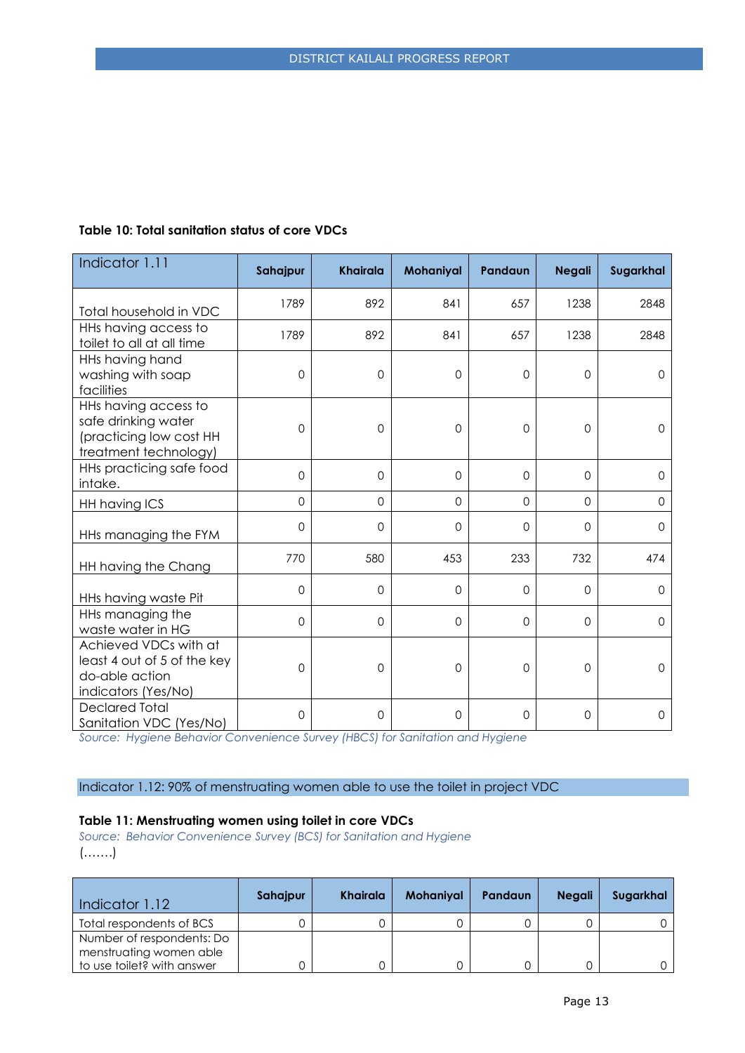**Table 10: Total sanitation status of core VDCs**

| Indicator 1.11 | Sahajpur | Khairala | Mohaniyal | Pandaun | Negali | Sugarkhal |
|---|---|---|---|---|---|---|
| Total household in VDC | 1789 | 892 | 841 | 657 | 1238 | 2848 |
| HHs having access to toilet to all at all time | 1789 | 892 | 841 | 657 | 1238 | 2848 |
| HHs having hand washing with soap facilities | 0 | 0 | 0 | 0 | 0 | 0 |
| HHs having access to safe drinking water (practicing low cost HH treatment technology) | 0 | 0 | 0 | 0 | 0 | 0 |
| HHs practicing safe food intake. | 0 | 0 | 0 | 0 | 0 | 0 |
| HH having ICS | 0 | 0 | 0 | 0 | 0 | 0 |
| HHs managing the FYM | 0 | 0 | 0 | 0 | 0 | 0 |
| HH having the Chang | 770 | 580 | 453 | 233 | 732 | 474 |
| HHs having waste Pit | 0 | 0 | 0 | 0 | 0 | 0 |
| HHs managing the waste water in HG | 0 | 0 | 0 | 0 | 0 | 0 |
| Achieved VDCs with at least 4 out of 5 of the key do-able action indicators (Yes/No) | 0 | 0 | 0 | 0 | 0 | 0 |
| Declared Total Sanitation VDC (Yes/No) | 0 | 0 | 0 | 0 | 0 | 0 |

*Source: Hygiene Behavior Convenience Survey (HBCS) for Sanitation and Hygiene*

## Indicator 1.12: 90% of menstruating women able to use the toilet in project VDC

**Table 11: Menstruating women using toilet in core VDCs**

*Source: Behavior Convenience Survey (BCS) for Sanitation and Hygiene*

(…….)

| Indicator 1.12 | Sahajpur | Khairala | Mohaniyal | Pandaun | Negali | Sugarkhal |
|---|---|---|---|---|---|---|
| Total respondents of BCS | 0 | 0 | 0 | 0 | 0 | 0 |
| Number of respondents: Do menstruating women able to use toilet? with answer | 0 | 0 | 0 | 0 | 0 | 0 |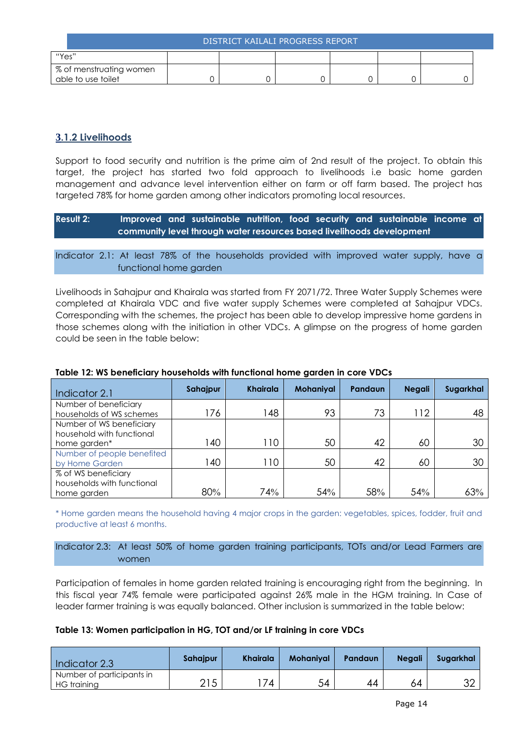| "Yes" | | | | | | |
|---|---|---|---|---|---|---|
| % of menstruating women able to use toilet | 0 | 0 | 0 | 0 | 0 | 0 |

### 3.1.2 Livelihoods

Support to food security and nutrition is the prime aim of 2nd result of the project. To obtain this target, the project has started two fold approach to livelihoods i.e basic home garden management and advance level intervention either on farm or off farm based. The project has targeted 78% for home garden among other indicators promoting local resources.

**Result 2: Improved and sustainable nutrition, food security and sustainable income at community level through water resources based livelihoods development**

Indicator 2.1: At least 78% of the households provided with improved water supply, have a functional home garden

Livelihoods in Sahajpur and Khairala was started from FY 2071/72. Three Water Supply Schemes were completed at Khairala VDC and five water supply Schemes were completed at Sahajpur VDCs. Corresponding with the schemes, the project has been able to develop impressive home gardens in those schemes along with the initiation in other VDCs. A glimpse on the progress of home garden could be seen in the table below:

**Table 12: WS beneficiary households with functional home garden in core VDCs**

| Indicator 2.1 | Sahajpur | Khairala | Mohaniyal | Pandaun | Negali | Sugarkhal |
|---|---|---|---|---|---|---|
| Number of beneficiary households of WS schemes | 176 | 148 | 93 | 73 | 112 | 48 |
| Number of WS beneficiary household with functional home garden* | 140 | 110 | 50 | 42 | 60 | 30 |
| Number of people benefited by Home Garden | 140 | 110 | 50 | 42 | 60 | 30 |
| % of WS beneficiary households with functional home garden | 80% | 74% | 54% | 58% | 54% | 63% |

\* Home garden means the household having 4 major crops in the garden: vegetables, spices, fodder, fruit and productive at least 6 months.

Indicator 2.3: At least 50% of home garden training participants, TOTs and/or Lead Farmers are women

Participation of females in home garden related training is encouraging right from the beginning. In this fiscal year 74% female were participated against 26% male in the HGM training. In Case of leader farmer training is was equally balanced. Other inclusion is summarized in the table below:

**Table 13: Women participation in HG, TOT and/or LF training in core VDCs**

| Indicator 2.3 | Sahajpur | Khairala | Mohaniyal | Pandaun | Negali | Sugarkhal |
|---|---|---|---|---|---|---|
| Number of participants in HG training | 215 | 174 | 54 | 44 | 64 | 32 |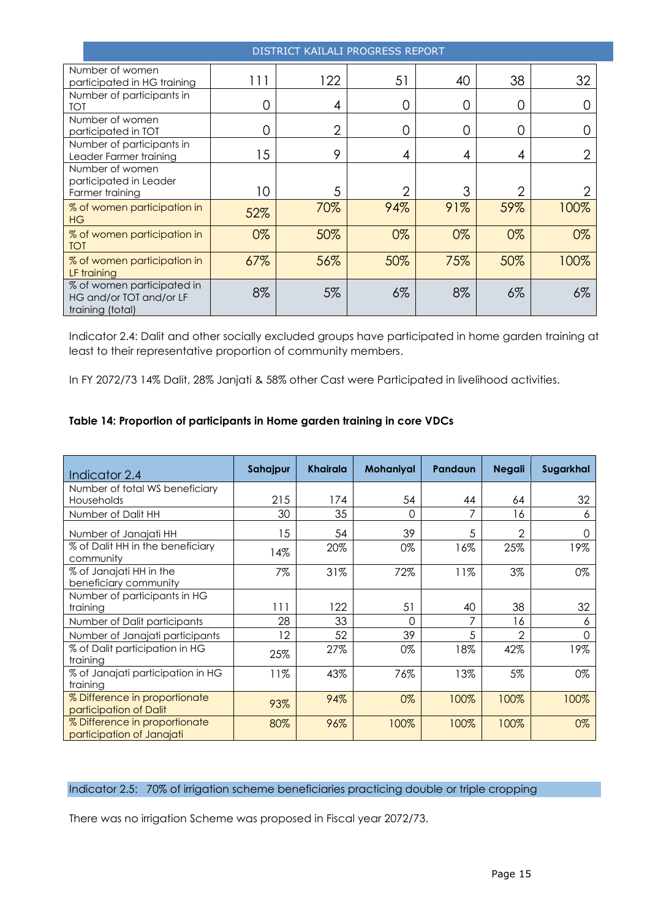| | | | | | | |
|---|---|---|---|---|---|---|
| Number of women participated in HG training | 111 | 122 | 51 | 40 | 38 | 32 |
| Number of participants in TOT | 0 | 4 | 0 | 0 | 0 | 0 |
| Number of women participated in TOT | 0 | 2 | 0 | 0 | 0 | 0 |
| Number of participants in Leader Farmer training | 15 | 9 | 4 | 4 | 4 | 2 |
| Number of women participated in Leader Farmer training | 10 | 5 | 2 | 3 | 2 | 2 |
| % of women participation in HG | 52% | 70% | 94% | 91% | 59% | 100% |
| % of women participation in TOT | 0% | 50% | 0% | 0% | 0% | 0% |
| % of women participation in LF training | 67% | 56% | 50% | 75% | 50% | 100% |
| % of women participated in HG and/or TOT and/or LF training (total) | 8% | 5% | 6% | 8% | 6% | 6% |

Indicator 2.4: Dalit and other socially excluded groups have participated in home garden training at least to their representative proportion of community members.

In FY 2072/73 14% Dalit, 28% Janjati & 58% other Cast were Participated in livelihood activities.

**Table 14: Proportion of participants in Home garden training in core VDCs**

| Indicator 2.4 | Sahajpur | Khairala | Mohaniyal | Pandaun | Negali | Sugarkhal |
|---|---|---|---|---|---|---|
| Number of total WS beneficiary Households | 215 | 174 | 54 | 44 | 64 | 32 |
| Number of Dalit HH | 30 | 35 | 0 | 7 | 16 | 6 |
| Number of Janajati HH | 15 | 54 | 39 | 5 | 2 | 0 |
| % of Dalit HH in the beneficiary community | 14% | 20% | 0% | 16% | 25% | 19% |
| % of Janajati HH in the beneficiary community | 7% | 31% | 72% | 11% | 3% | 0% |
| Number of participants in HG training | 111 | 122 | 51 | 40 | 38 | 32 |
| Number of Dalit participants | 28 | 33 | 0 | 7 | 16 | 6 |
| Number of Janajati participants | 12 | 52 | 39 | 5 | 2 | 0 |
| % of Dalit participation in HG training | 25% | 27% | 0% | 18% | 42% | 19% |
| % of Janajati participation in HG training | 11% | 43% | 76% | 13% | 5% | 0% |
| % Difference in proportionate participation of Dalit | 93% | 94% | 0% | 100% | 100% | 100% |
| % Difference in proportionate participation of Janajati | 80% | 96% | 100% | 100% | 100% | 0% |

Indicator 2.5: 70% of irrigation scheme beneficiaries practicing double or triple cropping

There was no irrigation Scheme was proposed in Fiscal year 2072/73.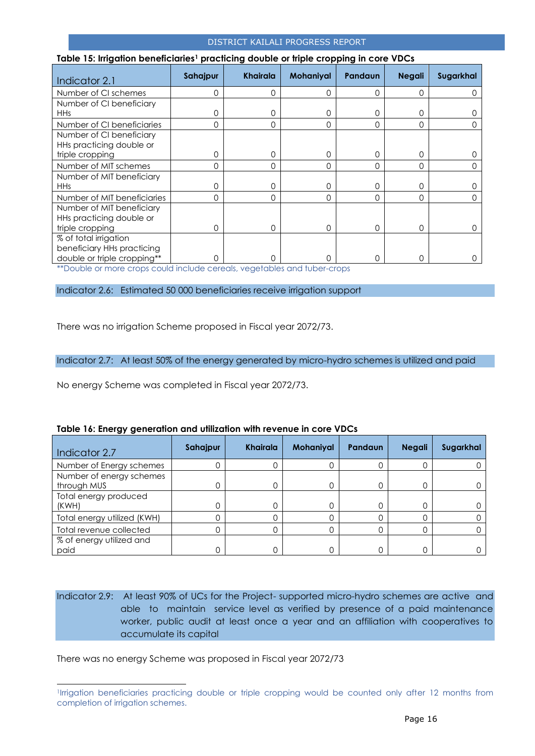**Table 15: Irrigation beneficiaries[1] practicing double or triple cropping in core VDCs**

| Indicator 2.1 | Sahajpur | Khairala | Mohaniyal | Pandaun | Negali | Sugarkhal |
|---|---|---|---|---|---|---|
| Number of CI schemes | 0 | 0 | 0 | 0 | 0 | 0 |
| Number of CI beneficiary HHs | 0 | 0 | 0 | 0 | 0 | 0 |
| Number of CI beneficiaries | 0 | 0 | 0 | 0 | 0 | 0 |
| Number of CI beneficiary HHs practicing double or triple cropping | 0 | 0 | 0 | 0 | 0 | 0 |
| Number of MIT schemes | 0 | 0 | 0 | 0 | 0 | 0 |
| Number of MIT beneficiary HHs | 0 | 0 | 0 | 0 | 0 | 0 |
| Number of MIT beneficiaries | 0 | 0 | 0 | 0 | 0 | 0 |
| Number of MIT beneficiary HHs practicing double or triple cropping | 0 | 0 | 0 | 0 | 0 | 0 |
| % of total irrigation beneficiary HHs practicing double or triple cropping** | 0 | 0 | 0 | 0 | 0 | 0 |

**Double or more crops could include cereals, vegetables and tuber-crops

Indicator 2.6: Estimated 50 000 beneficiaries receive irrigation support

There was no irrigation Scheme proposed in Fiscal year 2072/73.

Indicator 2.7: At least 50% of the energy generated by micro-hydro schemes is utilized and paid

No energy Scheme was completed in Fiscal year 2072/73.

**Table 16: Energy generation and utilization with revenue in core VDCs**

| Indicator 2.7 | Sahajpur | Khairala | Mohaniyal | Pandaun | Negali | Sugarkhal |
|---|---|---|---|---|---|---|
| Number of Energy schemes | 0 | 0 | 0 | 0 | 0 | 0 |
| Number of energy schemes through MUS | 0 | 0 | 0 | 0 | 0 | 0 |
| Total energy produced (KWH) | 0 | 0 | 0 | 0 | 0 | 0 |
| Total energy utilized (KWH) | 0 | 0 | 0 | 0 | 0 | 0 |
| Total revenue collected | 0 | 0 | 0 | 0 | 0 | 0 |
| % of energy utilized and paid | 0 | 0 | 0 | 0 | 0 | 0 |

Indicator 2.9: At least 90% of UCs for the Project- supported micro-hydro schemes are active and able to maintain service level as verified by presence of a paid maintenance worker, public audit at least once a year and an affiliation with cooperatives to accumulate its capital

There was no energy Scheme was proposed in Fiscal year 2072/73

[1] Irrigation beneficiaries practicing double or triple cropping would be counted only after 12 months from completion of irrigation schemes.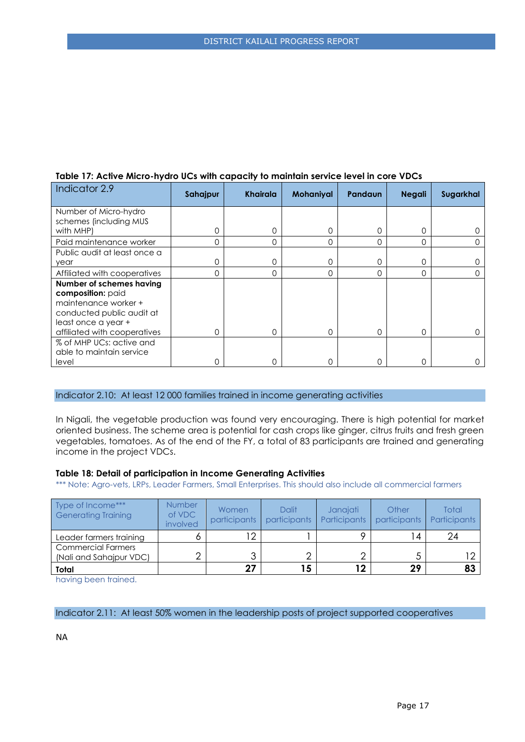**Table 17: Active Micro-hydro UCs with capacity to maintain service level in core VDCs**

| Indicator 2.9 | Sahajpur | Khairala | Mohaniyal | Pandaun | Negali | Sugarkhal |
|---|---|---|---|---|---|---|
| Number of Micro-hydro schemes (including MUS with MHP) | 0 | 0 | 0 | 0 | 0 | 0 |
| Paid maintenance worker | 0 | 0 | 0 | 0 | 0 | 0 |
| Public audit at least once a year | 0 | 0 | 0 | 0 | 0 | 0 |
| Affiliated with cooperatives | 0 | 0 | 0 | 0 | 0 | 0 |
| **Number of schemes having composition:** paid maintenance worker + conducted public audit at least once a year + affiliated with cooperatives | 0 | 0 | 0 | 0 | 0 | 0 |
| % of MHP UCs: active and able to maintain service level | 0 | 0 | 0 | 0 | 0 | 0 |

Indicator 2.10: At least 12 000 families trained in income generating activities

In Nigali, the vegetable production was found very encouraging. There is high potential for market oriented business. The scheme area is potential for cash crops like ginger, citrus fruits and fresh green vegetables, tomatoes. As of the end of the FY, a total of 83 participants are trained and generating income in the project VDCs.

**Table 18: Detail of participation in Income Generating Activities**

*** Note: Agro-vets, LRPs, Leader Farmers, Small Enterprises. This should also include all commercial farmers having been trained.

| Type of Income*** Generating Training | Number of VDC involved | Women participants | Dalit participants | Janajati Participants | Other participants | Total Participants |
|---|---|---|---|---|---|---|
| Leader farmers training | 6 | 12 | 1 | 9 | 14 | 24 |
| Commercial Farmers (Nali and Sahajpur VDC) | 2 | 3 | 2 | 2 | 5 | 12 |
| **Total** | | **27** | **15** | **12** | **29** | **83** |

Indicator 2.11: At least 50% women in the leadership posts of project supported cooperatives

NA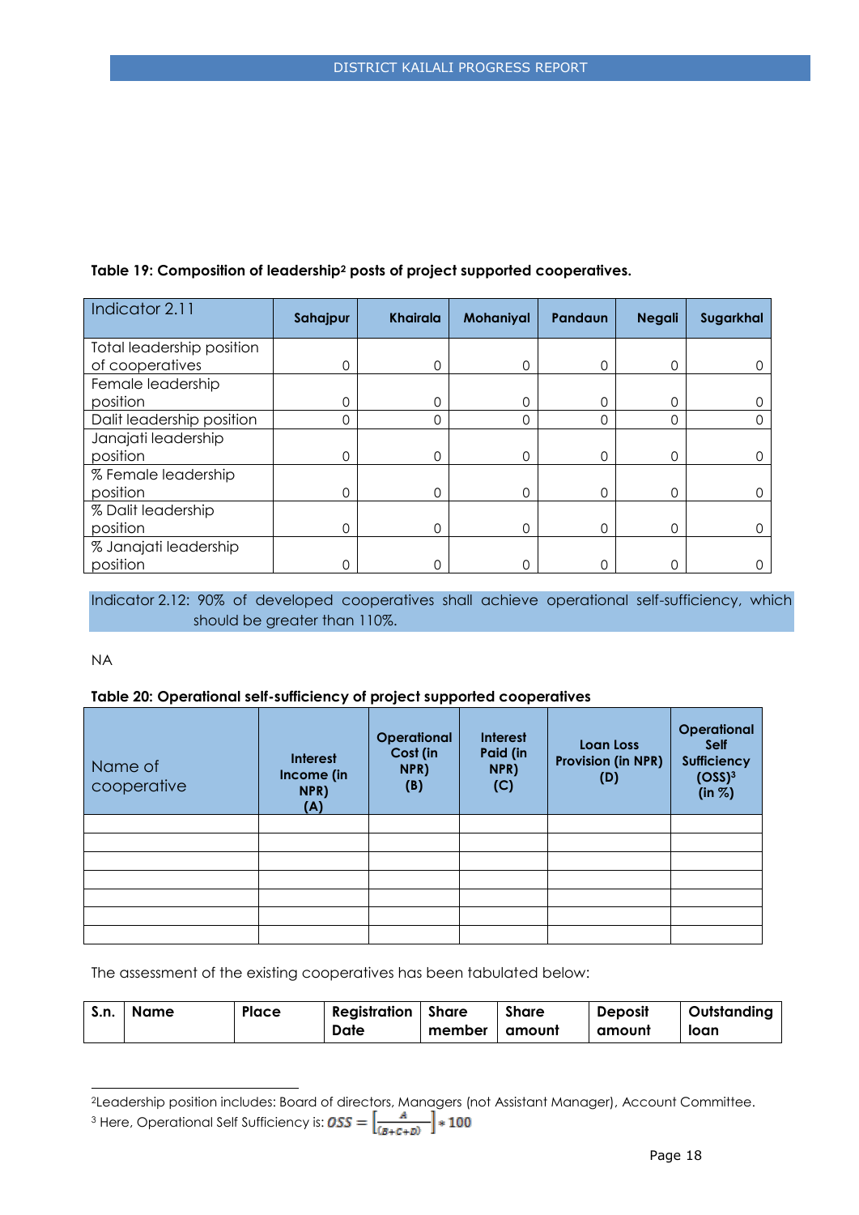**Table 19: Composition of leadership[2] posts of project supported cooperatives.**

| Indicator 2.11 | Sahajpur | Khairala | Mohaniyal | Pandaun | Negali | Sugarkhal |
|---|---|---|---|---|---|---|
| Total leadership position of cooperatives | 0 | 0 | 0 | 0 | 0 | 0 |
| Female leadership position | 0 | 0 | 0 | 0 | 0 | 0 |
| Dalit leadership position | 0 | 0 | 0 | 0 | 0 | 0 |
| Janajati leadership position | 0 | 0 | 0 | 0 | 0 | 0 |
| % Female leadership position | 0 | 0 | 0 | 0 | 0 | 0 |
| % Dalit leadership position | 0 | 0 | 0 | 0 | 0 | 0 |
| % Janajati leadership position | 0 | 0 | 0 | 0 | 0 | 0 |

Indicator 2.12: 90% of developed cooperatives shall achieve operational self-sufficiency, which should be greater than 110%.

NA

**Table 20: Operational self-sufficiency of project supported cooperatives**

| Name of cooperative | Interest Income (in NPR) (A) | Operational Cost (in NPR) (B) | Interest Paid (in NPR) (C) | Loan Loss Provision (in NPR) (D) | Operational Self Sufficiency (OSS)[3] (in %) |
|---|---|---|---|---|---|
| | | | | | |
| | | | | | |
| | | | | | |
| | | | | | |
| | | | | | |
| | | | | | |
| | | | | | |

The assessment of the existing cooperatives has been tabulated below:

| S.n. | Name | Place | Registration Date | Share member | Share amount | Deposit amount | Outstanding loan |
|---|---|---|---|---|---|---|---|

---

[2]Leadership position includes: Board of directors, Managers (not Assistant Manager), Account Committee.

[3] Here, Operational Self Sufficiency is: $OSS = \left[\frac{A}{(B+C+D)}\right] * 100$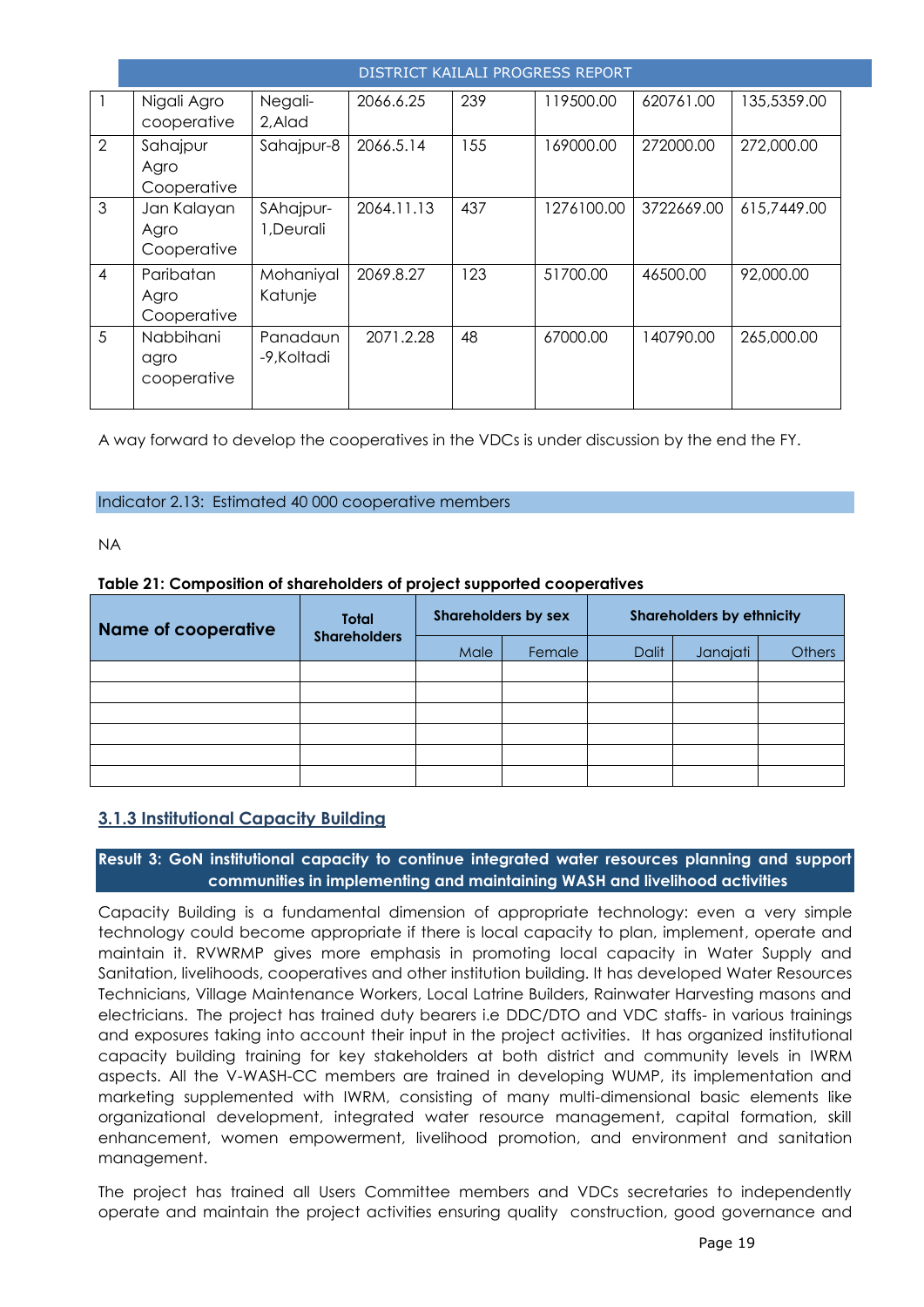| 1 | Nigali Agro cooperative | Negali-2,Alad | 2066.6.25 | 239 | 119500.00 | 620761.00 | 135,5359.00 |
|---|---|---|---|---|---|---|---|
| 2 | Sahajpur Agro Cooperative | Sahajpur-8 | 2066.5.14 | 155 | 169000.00 | 272000.00 | 272,000.00 |
| 3 | Jan Kalayan Agro Cooperative | SAhajpur-1,Deurali | 2064.11.13 | 437 | 1276100.00 | 3722669.00 | 615,7449.00 |
| 4 | Paribatan Agro Cooperative | Mohaniyal Katunje | 2069.8.27 | 123 | 51700.00 | 46500.00 | 92,000.00 |
| 5 | Nabbihani agro cooperative | Panadaun -9,Koltadi | 2071.2.28 | 48 | 67000.00 | 140790.00 | 265,000.00 |

A way forward to develop the cooperatives in the VDCs is under discussion by the end the FY.

Indicator 2.13: Estimated 40 000 cooperative members

NA

**Table 21: Composition of shareholders of project supported cooperatives**

| Name of cooperative | Total Shareholders | Shareholders by sex | | Shareholders by ethnicity | | |
|---|---|---|---|---|---|---|
| | | Male | Female | Dalit | Janajati | Others |
| | | | | | | |
| | | | | | | |
| | | | | | | |
| | | | | | | |
| | | | | | | |
| | | | | | | |

### 3.1.3 Institutional Capacity Building

**Result 3: GoN institutional capacity to continue integrated water resources planning and support communities in implementing and maintaining WASH and livelihood activities**

Capacity Building is a fundamental dimension of appropriate technology: even a very simple technology could become appropriate if there is local capacity to plan, implement, operate and maintain it. RVWRMP gives more emphasis in promoting local capacity in Water Supply and Sanitation, livelihoods, cooperatives and other institution building. It has developed Water Resources Technicians, Village Maintenance Workers, Local Latrine Builders, Rainwater Harvesting masons and electricians. The project has trained duty bearers i.e DDC/DTO and VDC staffs- in various trainings and exposures taking into account their input in the project activities. It has organized institutional capacity building training for key stakeholders at both district and community levels in IWRM aspects. All the V-WASH-CC members are trained in developing WUMP, its implementation and marketing supplemented with IWRM, consisting of many multi-dimensional basic elements like organizational development, integrated water resource management, capital formation, skill enhancement, women empowerment, livelihood promotion, and environment and sanitation management.

The project has trained all Users Committee members and VDCs secretaries to independently operate and maintain the project activities ensuring quality construction, good governance and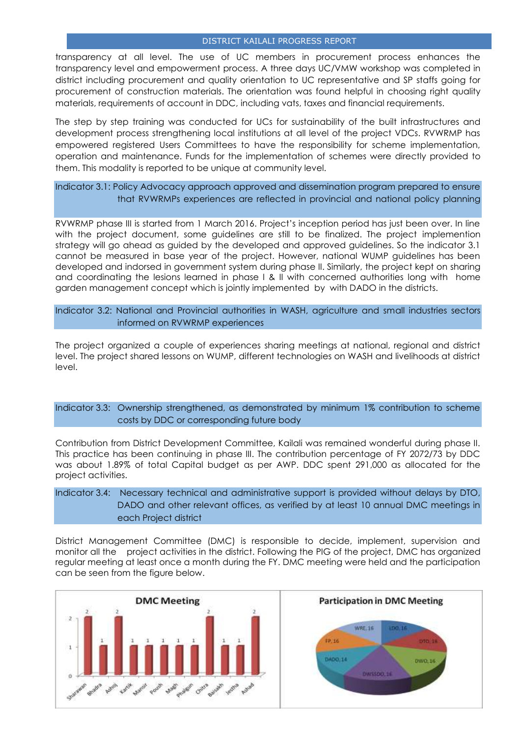transparency at all level. The use of UC members in procurement process enhances the transparency level and empowerment process. A three days UC/VMW workshop was completed in district including procurement and quality orientation to UC representative and SP staffs going for procurement of construction materials. The orientation was found helpful in choosing right quality materials, requirements of account in DDC, including vats, taxes and financial requirements.

The step by step training was conducted for UCs for sustainability of the built infrastructures and development process strengthening local institutions at all level of the project VDCs. RVWRMP has empowered registered Users Committees to have the responsibility for scheme implementation, operation and maintenance. Funds for the implementation of schemes were directly provided to them. This modality is reported to be unique at community level.

**Indicator 3.1: Policy Advocacy approach approved and dissemination program prepared to ensure that RVWRMPs experiences are reflected in provincial and national policy planning**

RVWRMP phase III is started from 1 March 2016. Project's inception period has just been over. In line with the project document, some guidelines are still to be finalized. The project implemention strategy will go ahead as guided by the developed and approved guidelines. So the indicator 3.1 cannot be measured in base year of the project. However, national WUMP guidelines has been developed and indorsed in government system during phase II. Similarly, the project kept on sharing and coordinating the lesions learned in phase I & II with concerned authorities long with home garden management concept which is jointly implemented by with DADO in the districts.

**Indicator 3.2: National and Provincial authorities in WASH, agriculture and small industries sectors informed on RVWRMP experiences**

The project organized a couple of experiences sharing meetings at national, regional and district level. The project shared lessons on WUMP, different technologies on WASH and livelihoods at district level.

**Indicator 3.3: Ownership strengthened, as demonstrated by minimum 1% contribution to scheme costs by DDC or corresponding future body**

Contribution from District Development Committee, Kailali was remained wonderful during phase II. This practice has been continuing in phase III. The contribution percentage of FY 2072/73 by DDC was about 1.89% of total Capital budget as per AWP. DDC spent 291,000 as allocated for the project activities.

**Indicator 3.4: Necessary technical and administrative support is provided without delays by DTO, DADO and other relevant offices, as verified by at least 10 annual DMC meetings in each Project district**

District Management Committee (DMC) is responsible to decide, implement, supervision and monitor all the project activities in the district. Following the PIG of the project, DMC has organized regular meeting at least once a month during the FY. DMC meeting were held and the participation can be seen from the figure below.

**DMC Meeting**

| Month | Meetings |
|---|---|
| Sharawan | 2 |
| Bhadra | 1 |
| Ashoj | 2 |
| Kartik | 1 |
| Mansir | 1 |
| Poush | 1 |
| Magh | 1 |
| Phalgun | 1 |
| Chitra | 2 |
| Baisakh | 1 |
| Jestha | 1 |
| Ashad | 2 |

**Participation in DMC Meeting**

| Office | Participation |
|---|---|
| LDO | 16 |
| DTO | 16 |
| DWO | 16 |
| DWSSDO | 16 |
| DADO | 14 |
| FP | 16 |
| WRE | 16 |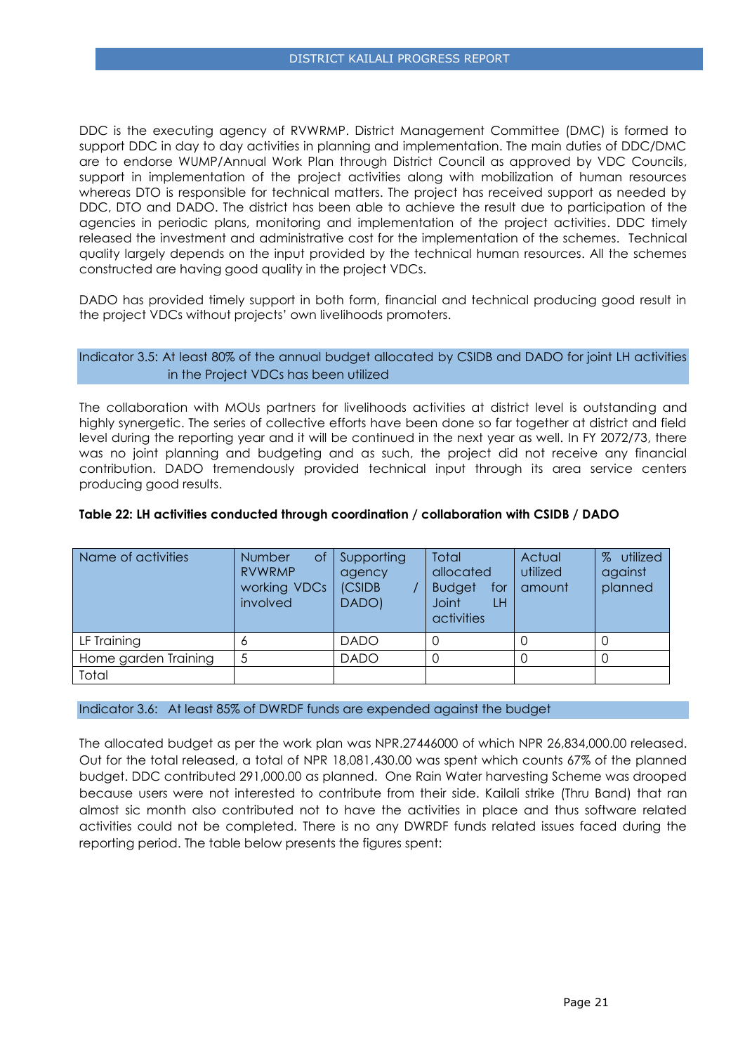DDC is the executing agency of RVWRMP. District Management Committee (DMC) is formed to support DDC in day to day activities in planning and implementation. The main duties of DDC/DMC are to endorse WUMP/Annual Work Plan through District Council as approved by VDC Councils, support in implementation of the project activities along with mobilization of human resources whereas DTO is responsible for technical matters. The project has received support as needed by DDC, DTO and DADO. The district has been able to achieve the result due to participation of the agencies in periodic plans, monitoring and implementation of the project activities. DDC timely released the investment and administrative cost for the implementation of the schemes. Technical quality largely depends on the input provided by the technical human resources. All the schemes constructed are having good quality in the project VDCs.

DADO has provided timely support in both form, financial and technical producing good result in the project VDCs without projects' own livelihoods promoters.

### Indicator 3.5: At least 80% of the annual budget allocated by CSIDB and DADO for joint LH activities in the Project VDCs has been utilized

The collaboration with MOUs partners for livelihoods activities at district level is outstanding and highly synergetic. The series of collective efforts have been done so far together at district and field level during the reporting year and it will be continued in the next year as well. In FY 2072/73, there was no joint planning and budgeting and as such, the project did not receive any financial contribution. DADO tremendously provided technical input through its area service centers producing good results.

**Table 22: LH activities conducted through coordination / collaboration with CSIDB / DADO**

| Name of activities | Number of RVWRMP working VDCs involved | Supporting agency (CSIDB / DADO) | Total allocated Budget for Joint LH activities | Actual utilized amount | % utilized against planned |
|---|---|---|---|---|---|
| LF Training | 6 | DADO | 0 | 0 | 0 |
| Home garden Training | 5 | DADO | 0 | 0 | 0 |
| Total | | | | | |

### Indicator 3.6: At least 85% of DWRDF funds are expended against the budget

The allocated budget as per the work plan was NPR.27446000 of which NPR 26,834,000.00 released. Out for the total released, a total of NPR 18,081,430.00 was spent which counts 67% of the planned budget. DDC contributed 291,000.00 as planned. One Rain Water harvesting Scheme was drooped because users were not interested to contribute from their side. Kailali strike (Thru Band) that ran almost sic month also contributed not to have the activities in place and thus software related activities could not be completed. There is no any DWRDF funds related issues faced during the reporting period. The table below presents the figures spent: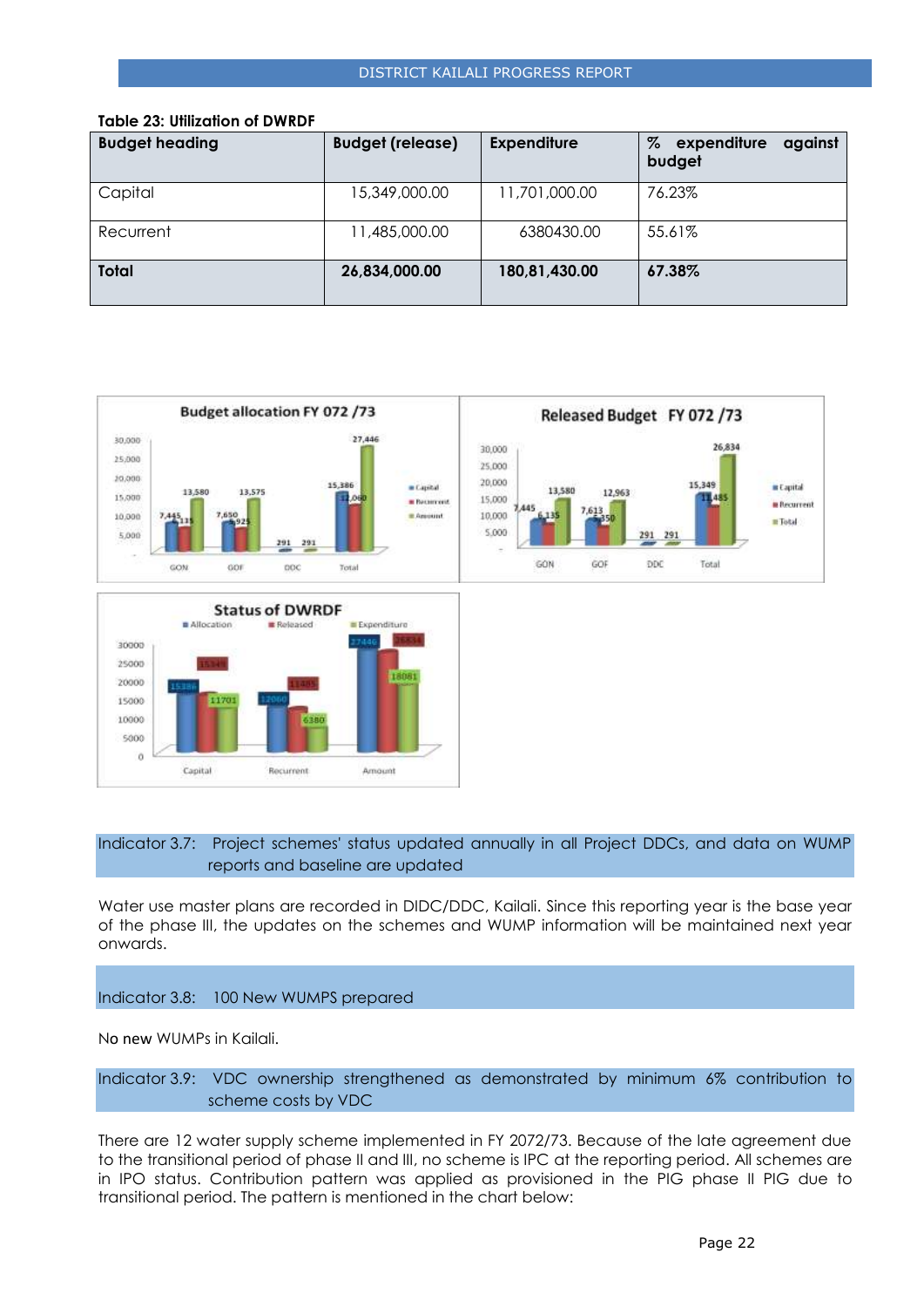**Table 23: Utilization of DWRDF**

| Budget heading | Budget (release) | Expenditure | % expenditure against budget |
|---|---|---|---|
| Capital | 15,349,000.00 | 11,701,000.00 | 76.23% |
| Recurrent | 11,485,000.00 | 6380430.00 | 55.61% |
| **Total** | **26,834,000.00** | **180,81,430.00** | **67.38%** |

Indicator 3.7: Project schemes' status updated annually in all Project DDCs, and data on WUMP reports and baseline are updated

Water use master plans are recorded in DIDC/DDC, Kailali. Since this reporting year is the base year of the phase III, the updates on the schemes and WUMP information will be maintained next year onwards.

Indicator 3.8: 100 New WUMPS prepared

No new WUMPs in Kailali.

Indicator 3.9: VDC ownership strengthened as demonstrated by minimum 6% contribution to scheme costs by VDC

There are 12 water supply scheme implemented in FY 2072/73. Because of the late agreement due to the transitional period of phase II and III, no scheme is IPC at the reporting period. All schemes are in IPO status. Contribution pattern was applied as provisioned in the PIG phase II PIG due to transitional period. The pattern is mentioned in the chart below: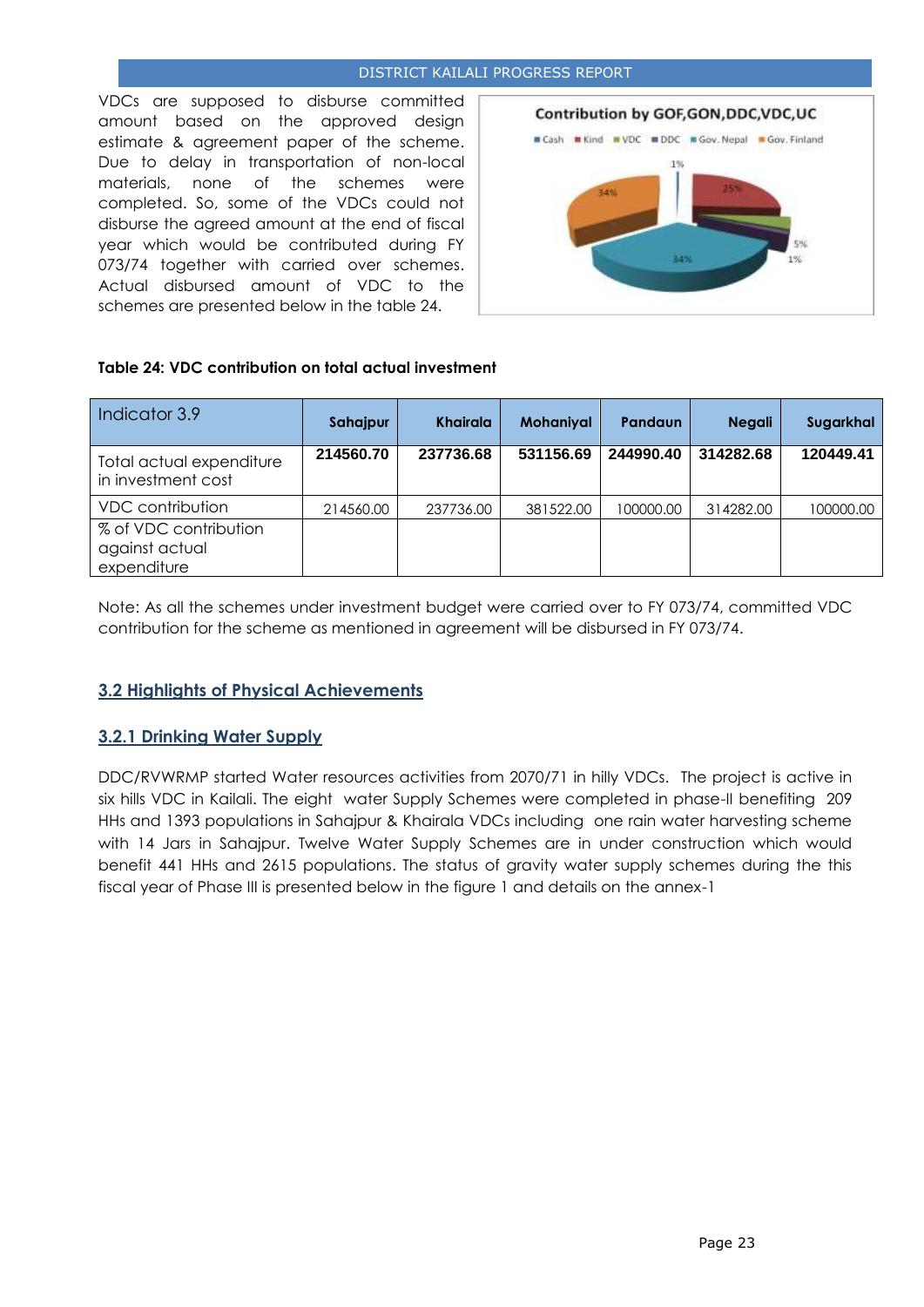VDCs are supposed to disburse committed amount based on the approved design estimate & agreement paper of the scheme. Due to delay in transportation of non-local materials, none of the schemes were completed. So, some of the VDCs could not disburse the agreed amount at the end of fiscal year which would be contributed during FY 073/74 together with carried over schemes. Actual disbursed amount of VDC to the schemes are presented below in the table 24.

**Table 24: VDC contribution on total actual investment**

| Indicator 3.9 | Sahajpur | Khairala | Mohaniyal | Pandaun | Negali | Sugarkhal |
|---|---|---|---|---|---|---|
| Total actual expenditure in investment cost | **214560.70** | **237736.68** | **531156.69** | **244990.40** | **314282.68** | **120449.41** |
| VDC contribution | 214560.00 | 237736.00 | 381522.00 | 100000.00 | 314282.00 | 100000.00 |
| % of VDC contribution against actual expenditure | | | | | | |

Note: As all the schemes under investment budget were carried over to FY 073/74, committed VDC contribution for the scheme as mentioned in agreement will be disbursed in FY 073/74.

## 3.2 Highlights of Physical Achievements

### 3.2.1 Drinking Water Supply

DDC/RVWRMP started Water resources activities from 2070/71 in hilly VDCs. The project is active in six hills VDC in Kailali. The eight water Supply Schemes were completed in phase-II benefiting 209 HHs and 1393 populations in Sahajpur & Khairala VDCs including one rain water harvesting scheme with 14 Jars in Sahajpur. Twelve Water Supply Schemes are in under construction which would benefit 441 HHs and 2615 populations. The status of gravity water supply schemes during the this fiscal year of Phase III is presented below in the figure 1 and details on the annex-1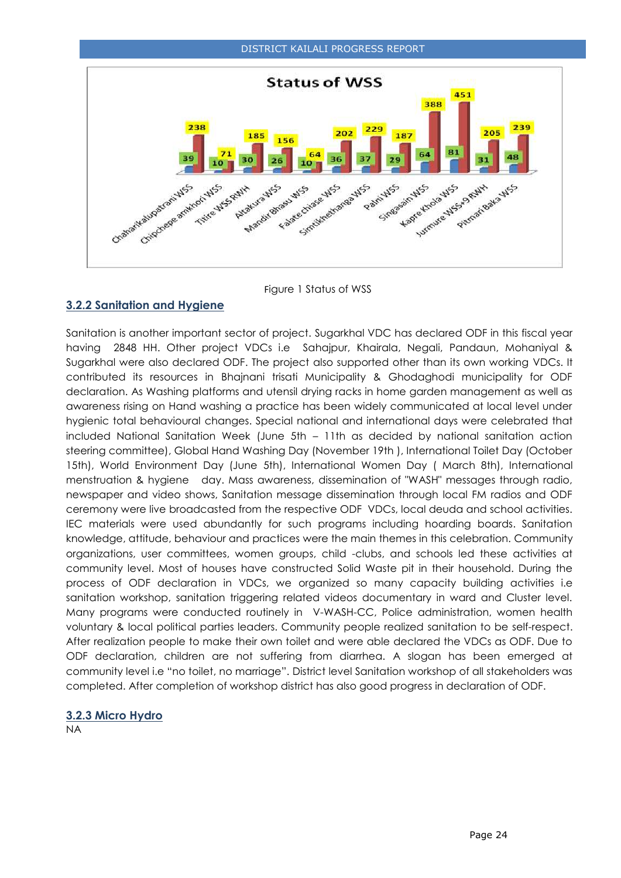Figure 1 Status of WSS

### 3.2.2 Sanitation and Hygiene

Sanitation is another important sector of project. Sugarkhal VDC has declared ODF in this fiscal year having 2848 HH. Other project VDCs i.e Sahajpur, Khairala, Negali, Pandaun, Mohaniyal & Sugarkhal were also declared ODF. The project also supported other than its own working VDCs. It contributed its resources in Bhajnani trisati Municipality & Ghodaghodi municipality for ODF declaration. As Washing platforms and utensil drying racks in home garden management as well as awareness rising on Hand washing a practice has been widely communicated at local level under hygienic total behavioural changes. Special national and international days were celebrated that included National Sanitation Week (June 5th – 11th as decided by national sanitation action steering committee), Global Hand Washing Day (November 19th ), International Toilet Day (October 15th), World Environment Day (June 5th), International Women Day ( March 8th), International menstruation & hygiene day. Mass awareness, dissemination of "WASH" messages through radio, newspaper and video shows, Sanitation message dissemination through local FM radios and ODF ceremony were live broadcasted from the respective ODF VDCs, local deuda and school activities. IEC materials were used abundantly for such programs including hoarding boards. Sanitation knowledge, attitude, behaviour and practices were the main themes in this celebration. Community organizations, user committees, women groups, child -clubs, and schools led these activities at community level. Most of houses have constructed Solid Waste pit in their household. During the process of ODF declaration in VDCs, we organized so many capacity building activities i.e sanitation workshop, sanitation triggering related videos documentary in ward and Cluster level. Many programs were conducted routinely in V-WASH-CC, Police administration, women health voluntary & local political parties leaders. Community people realized sanitation to be self-respect. After realization people to make their own toilet and were able declared the VDCs as ODF. Due to ODF declaration, children are not suffering from diarrhea. A slogan has been emerged at community level i.e "no toilet, no marriage". District level Sanitation workshop of all stakeholders was completed. After completion of workshop district has also good progress in declaration of ODF.

### 3.2.3 Micro Hydro

NA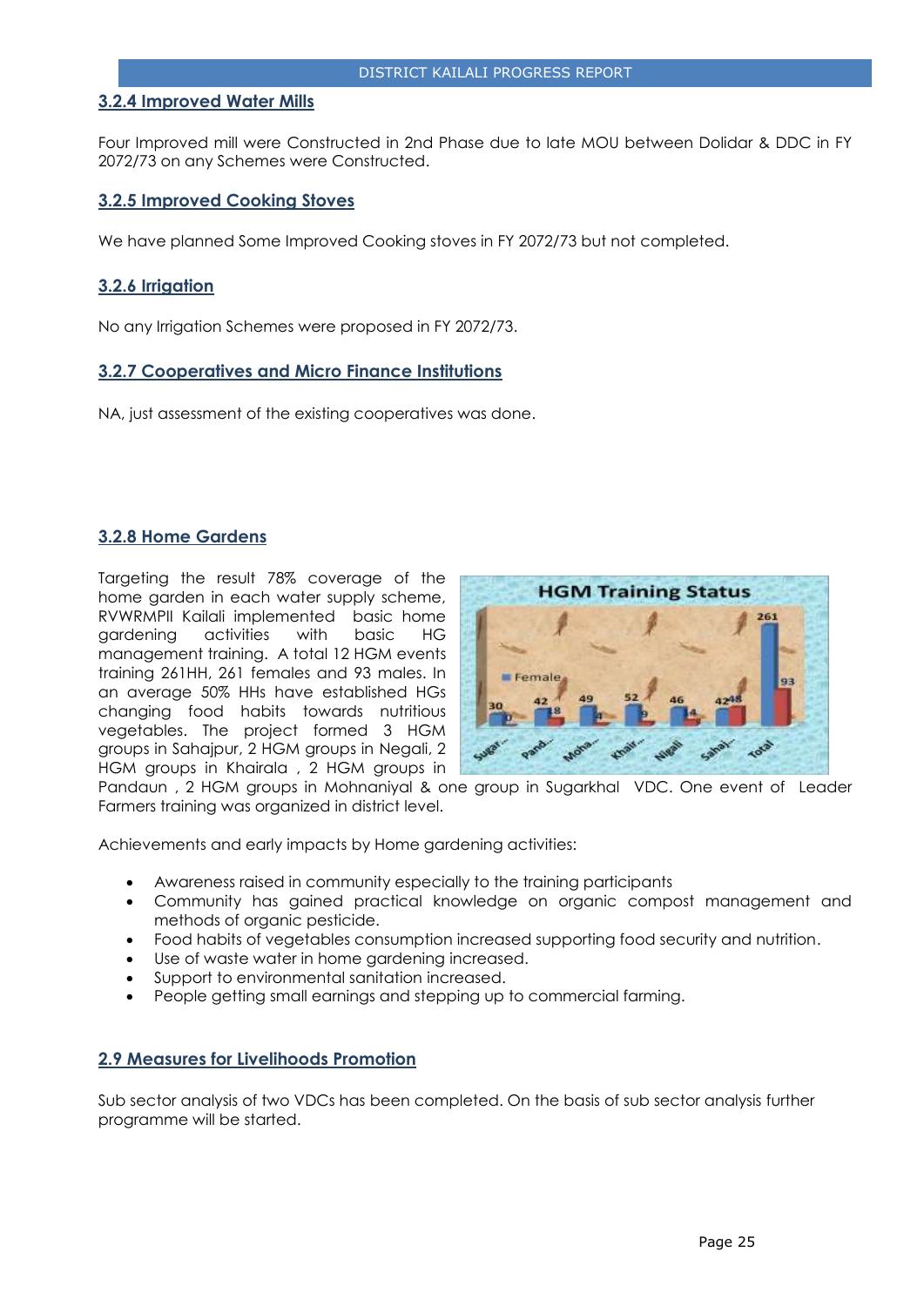### 3.2.4 Improved Water Mills

Four Improved mill were Constructed in 2nd Phase due to late MOU between Dolidar & DDC in FY 2072/73 on any Schemes were Constructed.

### 3.2.5 Improved Cooking Stoves

We have planned Some Improved Cooking stoves in FY 2072/73 but not completed.

### 3.2.6 Irrigation

No any Irrigation Schemes were proposed in FY 2072/73.

### 3.2.7 Cooperatives and Micro Finance Institutions

NA, just assessment of the existing cooperatives was done.

### 3.2.8 Home Gardens

Targeting the result 78% coverage of the home garden in each water supply scheme, RVWRMPII Kailali implemented basic home gardening activities with basic HG management training. A total 12 HGM events training 261HH, 261 females and 93 males. In an average 50% HHs have established HGs changing food habits towards nutritious vegetables. The project formed 3 HGM groups in Sahajpur, 2 HGM groups in Negali, 2 HGM groups in Khairala , 2 HGM groups in Pandaun , 2 HGM groups in Mohnaniyal & one group in Sugarkhal VDC. One event of Leader Farmers training was organized in district level.

Achievements and early impacts by Home gardening activities:

- Awareness raised in community especially to the training participants
- Community has gained practical knowledge on organic compost management and methods of organic pesticide.
- Food habits of vegetables consumption increased supporting food security and nutrition.
- Use of waste water in home gardening increased.
- Support to environmental sanitation increased.
- People getting small earnings and stepping up to commercial farming.

### 2.9 Measures for Livelihoods Promotion

Sub sector analysis of two VDCs has been completed. On the basis of sub sector analysis further programme will be started.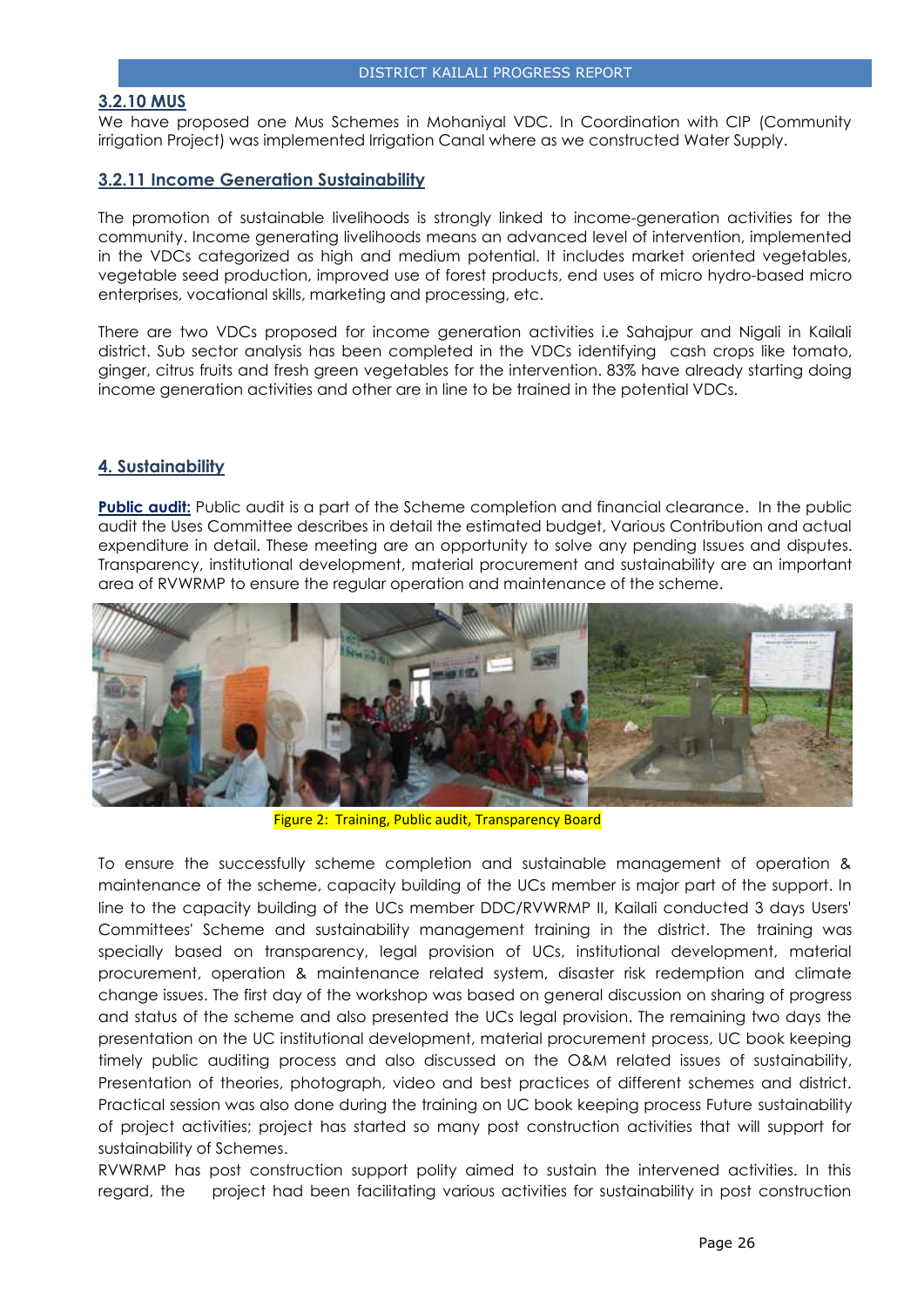### 3.2.10 MUS

We have proposed one Mus Schemes in Mohaniyal VDC. In Coordination with CIP (Community irrigation Project) was implemented Irrigation Canal where as we constructed Water Supply.

### 3.2.11 Income Generation Sustainability

The promotion of sustainable livelihoods is strongly linked to income-generation activities for the community. Income generating livelihoods means an advanced level of intervention, implemented in the VDCs categorized as high and medium potential. It includes market oriented vegetables, vegetable seed production, improved use of forest products, end uses of micro hydro-based micro enterprises, vocational skills, marketing and processing, etc.

There are two VDCs proposed for income generation activities i.e Sahajpur and Nigali in Kailali district. Sub sector analysis has been completed in the VDCs identifying cash crops like tomato, ginger, citrus fruits and fresh green vegetables for the intervention. 83% have already starting doing income generation activities and other are in line to be trained in the potential VDCs.

## 4. Sustainability

**Public audit:** Public audit is a part of the Scheme completion and financial clearance. In the public audit the Uses Committee describes in detail the estimated budget, Various Contribution and actual expenditure in detail. These meeting are an opportunity to solve any pending Issues and disputes. Transparency, institutional development, material procurement and sustainability are an important area of RVWRMP to ensure the regular operation and maintenance of the scheme.

Figure 2: Training, Public audit, Transparency Board

To ensure the successfully scheme completion and sustainable management of operation & maintenance of the scheme, capacity building of the UCs member is major part of the support. In line to the capacity building of the UCs member DDC/RVWRMP II, Kailali conducted 3 days Users' Committees' Scheme and sustainability management training in the district. The training was specially based on transparency, legal provision of UCs, institutional development, material procurement, operation & maintenance related system, disaster risk redemption and climate change issues. The first day of the workshop was based on general discussion on sharing of progress and status of the scheme and also presented the UCs legal provision. The remaining two days the presentation on the UC institutional development, material procurement process, UC book keeping timely public auditing process and also discussed on the O&M related issues of sustainability, Presentation of theories, photograph, video and best practices of different schemes and district. Practical session was also done during the training on UC book keeping process Future sustainability of project activities; project has started so many post construction activities that will support for sustainability of Schemes.

RVWRMP has post construction support polity aimed to sustain the intervened activities. In this regard, the project had been facilitating various activities for sustainability in post construction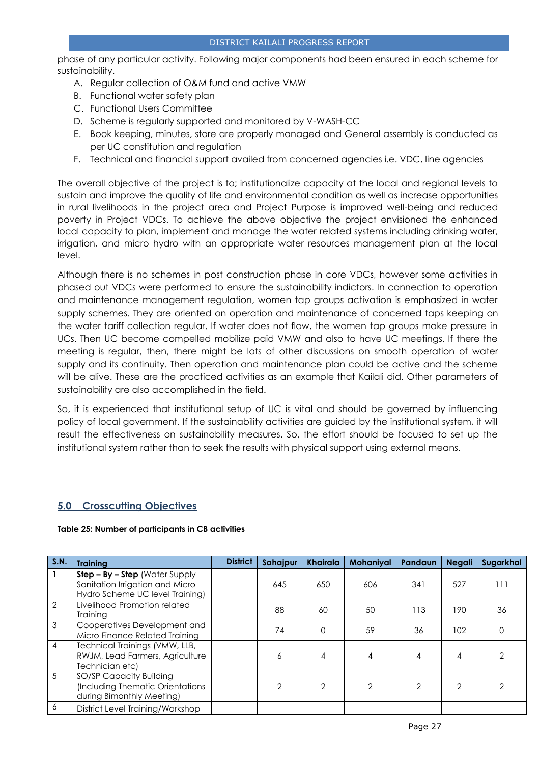phase of any particular activity. Following major components had been ensured in each scheme for sustainability.

A. Regular collection of O&M fund and active VMW
B. Functional water safety plan
C. Functional Users Committee
D. Scheme is regularly supported and monitored by V-WASH-CC
E. Book keeping, minutes, store are properly managed and General assembly is conducted as per UC constitution and regulation
F. Technical and financial support availed from concerned agencies i.e. VDC, line agencies

The overall objective of the project is to; institutionalize capacity at the local and regional levels to sustain and improve the quality of life and environmental condition as well as increase opportunities in rural livelihoods in the project area and Project Purpose is improved well-being and reduced poverty in Project VDCs. To achieve the above objective the project envisioned the enhanced local capacity to plan, implement and manage the water related systems including drinking water, irrigation, and micro hydro with an appropriate water resources management plan at the local level.

Although there is no schemes in post construction phase in core VDCs, however some activities in phased out VDCs were performed to ensure the sustainability indictors. In connection to operation and maintenance management regulation, women tap groups activation is emphasized in water supply schemes. They are oriented on operation and maintenance of concerned taps keeping on the water tariff collection regular. If water does not flow, the women tap groups make pressure in UCs. Then UC become compelled mobilize paid VMW and also to have UC meetings. If there the meeting is regular, then, there might be lots of other discussions on smooth operation of water supply and its continuity. Then operation and maintenance plan could be active and the scheme will be alive. These are the practiced activities as an example that Kailali did. Other parameters of sustainability are also accomplished in the field.

So, it is experienced that institutional setup of UC is vital and should be governed by influencing policy of local government. If the sustainability activities are guided by the institutional system, it will result the effectiveness on sustainability measures. So, the effort should be focused to set up the institutional system rather than to seek the results with physical support using external means.

## 5.0 Crosscutting Objectives

**Table 25: Number of participants in CB activities**

| S.N. | Training | District | Sahajpur | Khairala | Mohaniyal | Pandaun | Negali | Sugarkhal |
|---|---|---|---|---|---|---|---|---|
| 1 | **Step – By – Step** (Water Supply Sanitation Irrigation and Micro Hydro Scheme UC level Training) | | 645 | 650 | 606 | 341 | 527 | 111 |
| 2 | Livelihood Promotion related Training | | 88 | 60 | 50 | 113 | 190 | 36 |
| 3 | Cooperatives Development and Micro Finance Related Training | | 74 | 0 | 59 | 36 | 102 | 0 |
| 4 | Technical Trainings (VMW, LLB, RWJM, Lead Farmers, Agriculture Technician etc) | | 6 | 4 | 4 | 4 | 4 | 2 |
| 5 | SO/SP Capacity Building (Including Thematic Orientations during Bimonthly Meeting) | | 2 | 2 | 2 | 2 | 2 | 2 |
| 6 | District Level Training/Workshop | | | | | | | |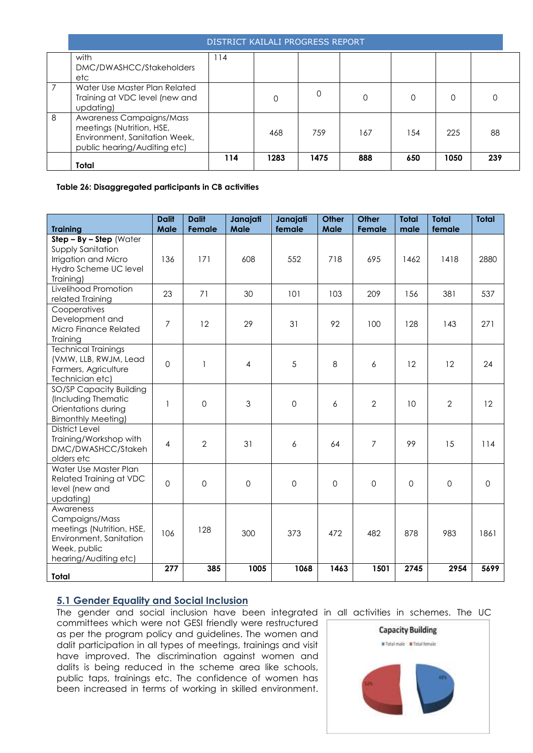| | with DMC/DWASHCC/Stakeholders etc | 114 | | | | | | |
|---|---|---|---|---|---|---|---|---|
| 7 | Water Use Master Plan Related Training at VDC level (new and updating) | | 0 | 0 | 0 | 0 | 0 | 0 |
| 8 | Awareness Campaigns/Mass meetings (Nutrition, HSE, Environment, Sanitation Week, public hearing/Auditing etc) | | 468 | 759 | 167 | 154 | 225 | 88 |
| | **Total** | **114** | **1283** | **1475** | **888** | **650** | **1050** | **239** |

**Table 26: Disaggregated participants in CB activities**

| Training | Dalit Male | Dalit Female | Janajati Male | Janajati female | Other Male | Other Female | Total male | Total female | Total |
|---|---|---|---|---|---|---|---|---|---|
| **Step – By – Step** (Water Supply Sanitation Irrigation and Micro Hydro Scheme UC level Training) | 136 | 171 | 608 | 552 | 718 | 695 | 1462 | 1418 | 2880 |
| Livelihood Promotion related Training | 23 | 71 | 30 | 101 | 103 | 209 | 156 | 381 | 537 |
| Cooperatives Development and Micro Finance Related Training | 7 | 12 | 29 | 31 | 92 | 100 | 128 | 143 | 271 |
| Technical Trainings (VMW, LLB, RWJM, Lead Farmers, Agriculture Technician etc) | 0 | 1 | 4 | 5 | 8 | 6 | 12 | 12 | 24 |
| SO/SP Capacity Building (Including Thematic Orientations during Bimonthly Meeting) | 1 | 0 | 3 | 0 | 6 | 2 | 10 | 2 | 12 |
| District Level Training/Workshop with DMC/DWASHCC/Stakeholders etc | 4 | 2 | 31 | 6 | 64 | 7 | 99 | 15 | 114 |
| Water Use Master Plan Related Training at VDC level (new and updating) | 0 | 0 | 0 | 0 | 0 | 0 | 0 | 0 | 0 |
| Awareness Campaigns/Mass meetings (Nutrition, HSE, Environment, Sanitation Week, public hearing/Auditing etc) | 106 | 128 | 300 | 373 | 472 | 482 | 878 | 983 | 1861 |
| **Total** | **277** | **385** | **1005** | **1068** | **1463** | **1501** | **2745** | **2954** | **5699** |

## 5.1 Gender Equality and Social Inclusion

The gender and social inclusion have been integrated in all activities in schemes. The UC committees which were not GESI friendly were restructured as per the program policy and guidelines. The women and dalit participation in all types of meetings, trainings and visit have improved. The discrimination against women and dalits is being reduced in the scheme area like schools, public taps, trainings etc. The confidence of women has been increased in terms of working in skilled environment.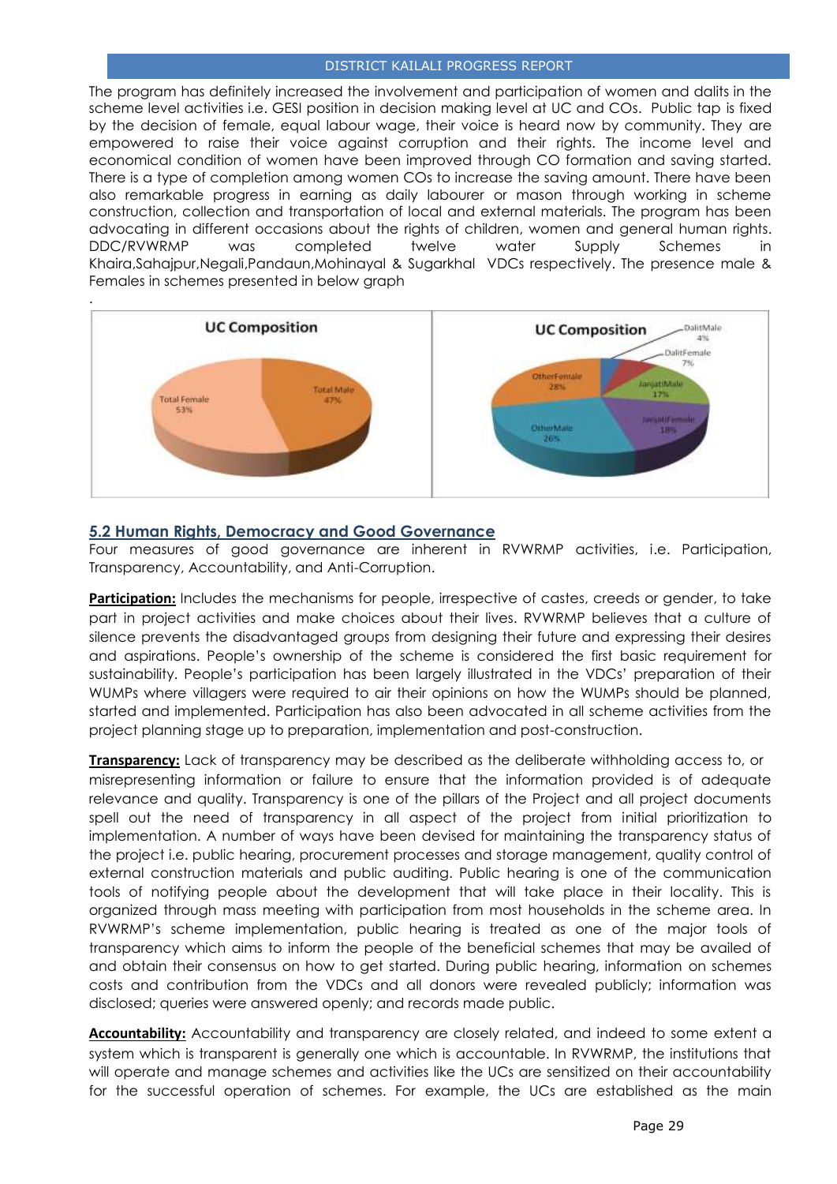The program has definitely increased the involvement and participation of women and dalits in the scheme level activities i.e. GESI position in decision making level at UC and COs. Public tap is fixed by the decision of female, equal labour wage, their voice is heard now by community. They are empowered to raise their voice against corruption and their rights. The income level and economical condition of women have been improved through CO formation and saving started. There is a type of completion among women COs to increase the saving amount. There have been also remarkable progress in earning as daily labourer or mason through working in scheme construction, collection and transportation of local and external materials. The program has been advocating in different occasions about the rights of children, women and general human rights. DDC/RVWRMP was completed twelve water Supply Schemes in Khaira,Sahajpur,Negali,Pandaun,Mohinayal & Sugarkhal VDCs respectively. The presence male & Females in schemes presented in below graph

.

**UC Composition**

Total Female 53%, Total Male 47%

**UC Composition**

DalitMale 4%, DalitFemale 7%, JanjatiMale 17%, JanjatiFemale 18%, OtherMale 26%, OtherFemale 28%

## 5.2 Human Rights, Democracy and Good Governance

Four measures of good governance are inherent in RVWRMP activities, i.e. Participation, Transparency, Accountability, and Anti-Corruption.

**Participation:** Includes the mechanisms for people, irrespective of castes, creeds or gender, to take part in project activities and make choices about their lives. RVWRMP believes that a culture of silence prevents the disadvantaged groups from designing their future and expressing their desires and aspirations. People's ownership of the scheme is considered the first basic requirement for sustainability. People's participation has been largely illustrated in the VDCs' preparation of their WUMPs where villagers were required to air their opinions on how the WUMPs should be planned, started and implemented. Participation has also been advocated in all scheme activities from the project planning stage up to preparation, implementation and post-construction.

**Transparency:** Lack of transparency may be described as the deliberate withholding access to, or misrepresenting information or failure to ensure that the information provided is of adequate relevance and quality. Transparency is one of the pillars of the Project and all project documents spell out the need of transparency in all aspect of the project from initial prioritization to implementation. A number of ways have been devised for maintaining the transparency status of the project i.e. public hearing, procurement processes and storage management, quality control of external construction materials and public auditing. Public hearing is one of the communication tools of notifying people about the development that will take place in their locality. This is organized through mass meeting with participation from most households in the scheme area. In RVWRMP's scheme implementation, public hearing is treated as one of the major tools of transparency which aims to inform the people of the beneficial schemes that may be availed of and obtain their consensus on how to get started. During public hearing, information on schemes costs and contribution from the VDCs and all donors were revealed publicly; information was disclosed; queries were answered openly; and records made public.

**Accountability:** Accountability and transparency are closely related, and indeed to some extent a system which is transparent is generally one which is accountable. In RVWRMP, the institutions that will operate and manage schemes and activities like the UCs are sensitized on their accountability for the successful operation of schemes. For example, the UCs are established as the main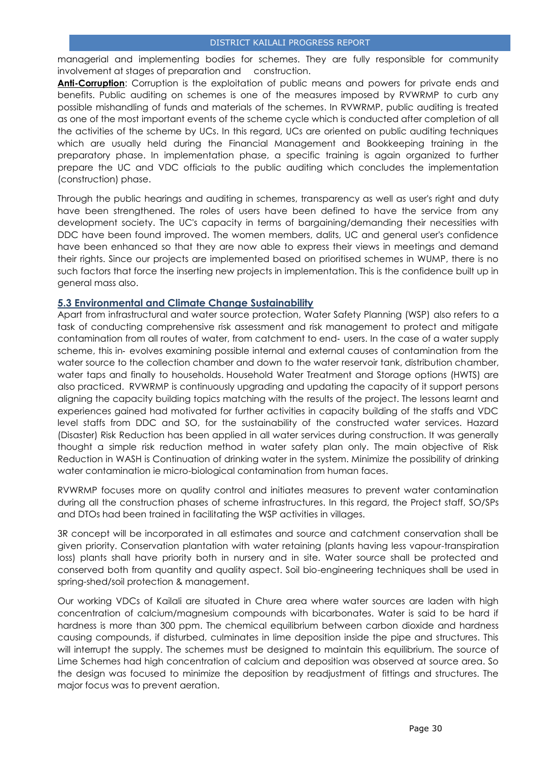managerial and implementing bodies for schemes. They are fully responsible for community involvement at stages of preparation and construction.

**Anti-Corruption**: Corruption is the exploitation of public means and powers for private ends and benefits. Public auditing on schemes is one of the measures imposed by RVWRMP to curb any possible mishandling of funds and materials of the schemes. In RVWRMP, public auditing is treated as one of the most important events of the scheme cycle which is conducted after completion of all the activities of the scheme by UCs. In this regard, UCs are oriented on public auditing techniques which are usually held during the Financial Management and Bookkeeping training in the preparatory phase. In implementation phase, a specific training is again organized to further prepare the UC and VDC officials to the public auditing which concludes the implementation (construction) phase.

Through the public hearings and auditing in schemes, transparency as well as user's right and duty have been strengthened. The roles of users have been defined to have the service from any development society. The UC's capacity in terms of bargaining/demanding their necessities with DDC have been found improved. The women members, dalits, UC and general user's confidence have been enhanced so that they are now able to express their views in meetings and demand their rights. Since our projects are implemented based on prioritised schemes in WUMP, there is no such factors that force the inserting new projects in implementation. This is the confidence built up in general mass also.

### 5.3 Environmental and Climate Change Sustainability

Apart from infrastructural and water source protection, Water Safety Planning (WSP) also refers to a task of conducting comprehensive risk assessment and risk management to protect and mitigate contamination from all routes of water, from catchment to end- users. In the case of a water supply scheme, this in- evolves examining possible internal and external causes of contamination from the water source to the collection chamber and down to the water reservoir tank, distribution chamber, water taps and finally to households. Household Water Treatment and Storage options (HWTS) are also practiced. RVWRMP is continuously upgrading and updating the capacity of it support persons aligning the capacity building topics matching with the results of the project. The lessons learnt and experiences gained had motivated for further activities in capacity building of the staffs and VDC level staffs from DDC and SO, for the sustainability of the constructed water services. Hazard (Disaster) Risk Reduction has been applied in all water services during construction. It was generally thought a simple risk reduction method in water safety plan only. The main objective of Risk Reduction in WASH is Continuation of drinking water in the system. Minimize the possibility of drinking water contamination ie micro-biological contamination from human faces.

RVWRMP focuses more on quality control and initiates measures to prevent water contamination during all the construction phases of scheme infrastructures. In this regard, the Project staff, SO/SPs and DTOs had been trained in facilitating the WSP activities in villages.

3R concept will be incorporated in all estimates and source and catchment conservation shall be given priority. Conservation plantation with water retaining (plants having less vapour-transpiration loss) plants shall have priority both in nursery and in site. Water source shall be protected and conserved both from quantity and quality aspect. Soil bio-engineering techniques shall be used in spring-shed/soil protection & management.

Our working VDCs of Kailali are situated in Chure area where water sources are laden with high concentration of calcium/magnesium compounds with bicarbonates. Water is said to be hard if hardness is more than 300 ppm. The chemical equilibrium between carbon dioxide and hardness causing compounds, if disturbed, culminates in lime deposition inside the pipe and structures. This will interrupt the supply. The schemes must be designed to maintain this equilibrium. The source of Lime Schemes had high concentration of calcium and deposition was observed at source area. So the design was focused to minimize the deposition by readjustment of fittings and structures. The major focus was to prevent aeration.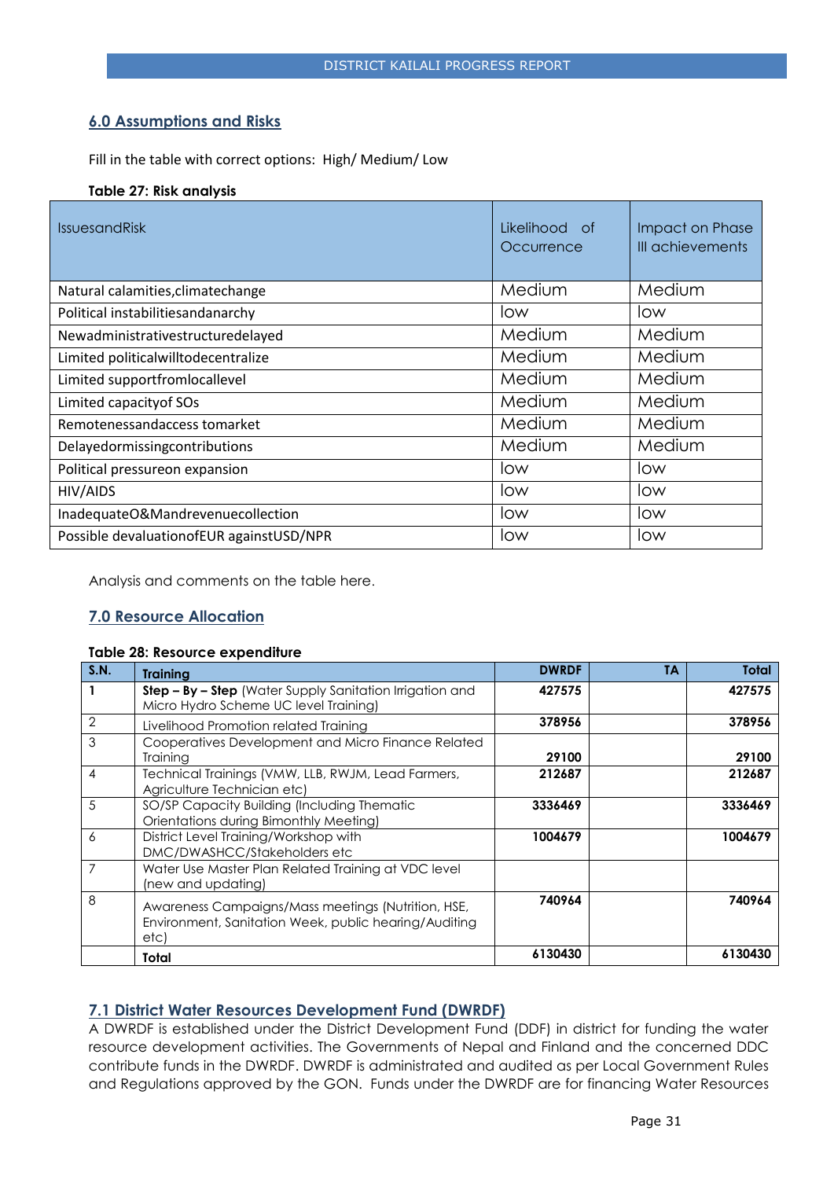## 6.0 Assumptions and Risks

Fill in the table with correct options: High/ Medium/ Low

**Table 27: Risk analysis**

| IssuesandRisk | Likelihood of Occurrence | Impact on Phase III achievements |
|---|---|---|
| Natural calamities,climatechange | Medium | Medium |
| Political instabilitiesandanarchy | low | low |
| Newadministrativestructuredelayed | Medium | Medium |
| Limited politicalwilltodecentralize | Medium | Medium |
| Limited supportfromlocallevel | Medium | Medium |
| Limited capacityof SOs | Medium | Medium |
| Remotenessandaccess tomarket | Medium | Medium |
| Delayedormissingcontributions | Medium | Medium |
| Political pressureon expansion | low | low |
| HIV/AIDS | low | low |
| InadequateO&Mandrevenuecollection | low | low |
| Possible devaluationofEUR againstUSD/NPR | low | low |

Analysis and comments on the table here.

## 7.0 Resource Allocation

**Table 28: Resource expenditure**

| S.N. | Training | DWRDF | TA | Total |
|---|---|---|---|---|
| 1 | **Step – By – Step** (Water Supply Sanitation Irrigation and Micro Hydro Scheme UC level Training) | 427575 | | 427575 |
| 2 | Livelihood Promotion related Training | 378956 | | 378956 |
| 3 | Cooperatives Development and Micro Finance Related Training | 29100 | | 29100 |
| 4 | Technical Trainings (VMW, LLB, RWJM, Lead Farmers, Agriculture Technician etc) | 212687 | | 212687 |
| 5 | SO/SP Capacity Building (Including Thematic Orientations during Bimonthly Meeting) | 3336469 | | 3336469 |
| 6 | District Level Training/Workshop with DMC/DWASHCC/Stakeholders etc | 1004679 | | 1004679 |
| 7 | Water Use Master Plan Related Training at VDC level (new and updating) | | | |
| 8 | Awareness Campaigns/Mass meetings (Nutrition, HSE, Environment, Sanitation Week, public hearing/Auditing etc) | 740964 | | 740964 |
| | **Total** | 6130430 | | 6130430 |

### 7.1 District Water Resources Development Fund (DWRDF)

A DWRDF is established under the District Development Fund (DDF) in district for funding the water resource development activities. The Governments of Nepal and Finland and the concerned DDC contribute funds in the DWRDF. DWRDF is administrated and audited as per Local Government Rules and Regulations approved by the GON. Funds under the DWRDF are for financing Water Resources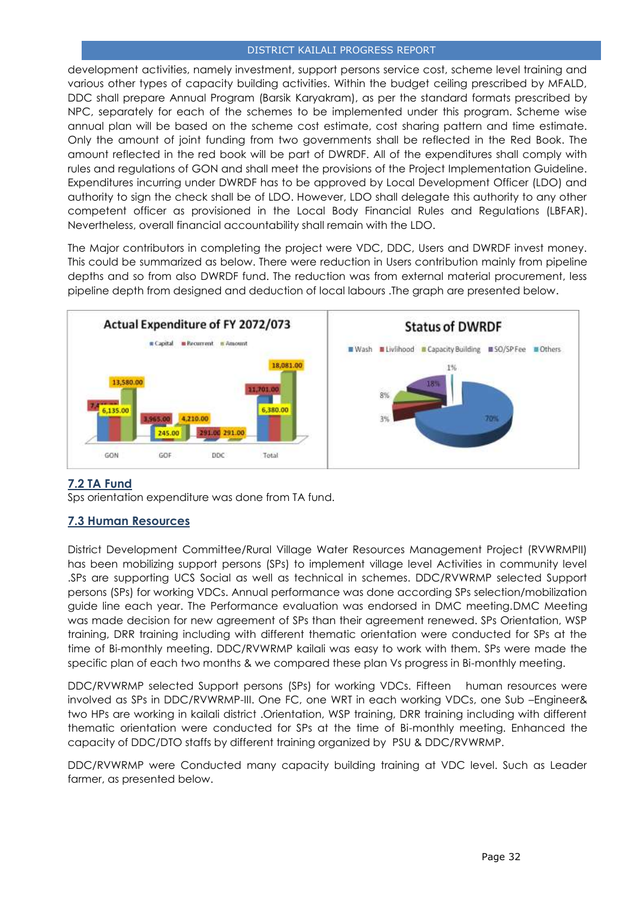development activities, namely investment, support persons service cost, scheme level training and various other types of capacity building activities. Within the budget ceiling prescribed by MFALD, DDC shall prepare Annual Program (Barsik Karyakram), as per the standard formats prescribed by NPC, separately for each of the schemes to be implemented under this program. Scheme wise annual plan will be based on the scheme cost estimate, cost sharing pattern and time estimate. Only the amount of joint funding from two governments shall be reflected in the Red Book. The amount reflected in the red book will be part of DWRDF. All of the expenditures shall comply with rules and regulations of GON and shall meet the provisions of the Project Implementation Guideline. Expenditures incurring under DWRDF has to be approved by Local Development Officer (LDO) and authority to sign the check shall be of LDO. However, LDO shall delegate this authority to any other competent officer as provisioned in the Local Body Financial Rules and Regulations (LBFAR). Nevertheless, overall financial accountability shall remain with the LDO.

The Major contributors in completing the project were VDC, DDC, Users and DWRDF invest money. This could be summarized as below. There were reduction in Users contribution mainly from pipeline depths and so from also DWRDF fund. The reduction was from external material procurement, less pipeline depth from designed and deduction of local labours .The graph are presented below.

**Actual Expenditure of FY 2072/073**

Capital, Recurrent, Amount

| | Capital | Recurrent | Amount |
|---|---|---|---|
| GON | 6,135.00 | 7,4... | 13,580.00 |
| GOF | 245.00 | 3,965.00 | 4,210.00 |
| DDC | | 291.00 | 291.00 |
| Total | 6,380.00 | 11,701.00 | 18,081.00 |

**Status of DWRDF**

Wash 70%, Livlihood 3%, Capacity Building 8%, SO/SP Fee 18%, Others 1%

## 7.2 TA Fund

Sps orientation expenditure was done from TA fund.

## 7.3 Human Resources

District Development Committee/Rural Village Water Resources Management Project (RVWRMPII) has been mobilizing support persons (SPs) to implement village level Activities in community level .SPs are supporting UCS Social as well as technical in schemes. DDC/RVWRMP selected Support persons (SPs) for working VDCs. Annual performance was done according SPs selection/mobilization guide line each year. The Performance evaluation was endorsed in DMC meeting.DMC Meeting was made decision for new agreement of SPs than their agreement renewed. SPs Orientation, WSP training, DRR training including with different thematic orientation were conducted for SPs at the time of Bi-monthly meeting. DDC/RVWRMP kailali was easy to work with them. SPs were made the specific plan of each two months & we compared these plan Vs progress in Bi-monthly meeting.

DDC/RVWRMP selected Support persons (SPs) for working VDCs. Fifteen human resources were involved as SPs in DDC/RVWRMP-III. One FC, one WRT in each working VDCs, one Sub –Engineer& two HPs are working in kailali district .Orientation, WSP training, DRR training including with different thematic orientation were conducted for SPs at the time of Bi-monthly meeting. Enhanced the capacity of DDC/DTO staffs by different training organized by PSU & DDC/RVWRMP.

DDC/RVWRMP were Conducted many capacity building training at VDC level. Such as Leader farmer, as presented below.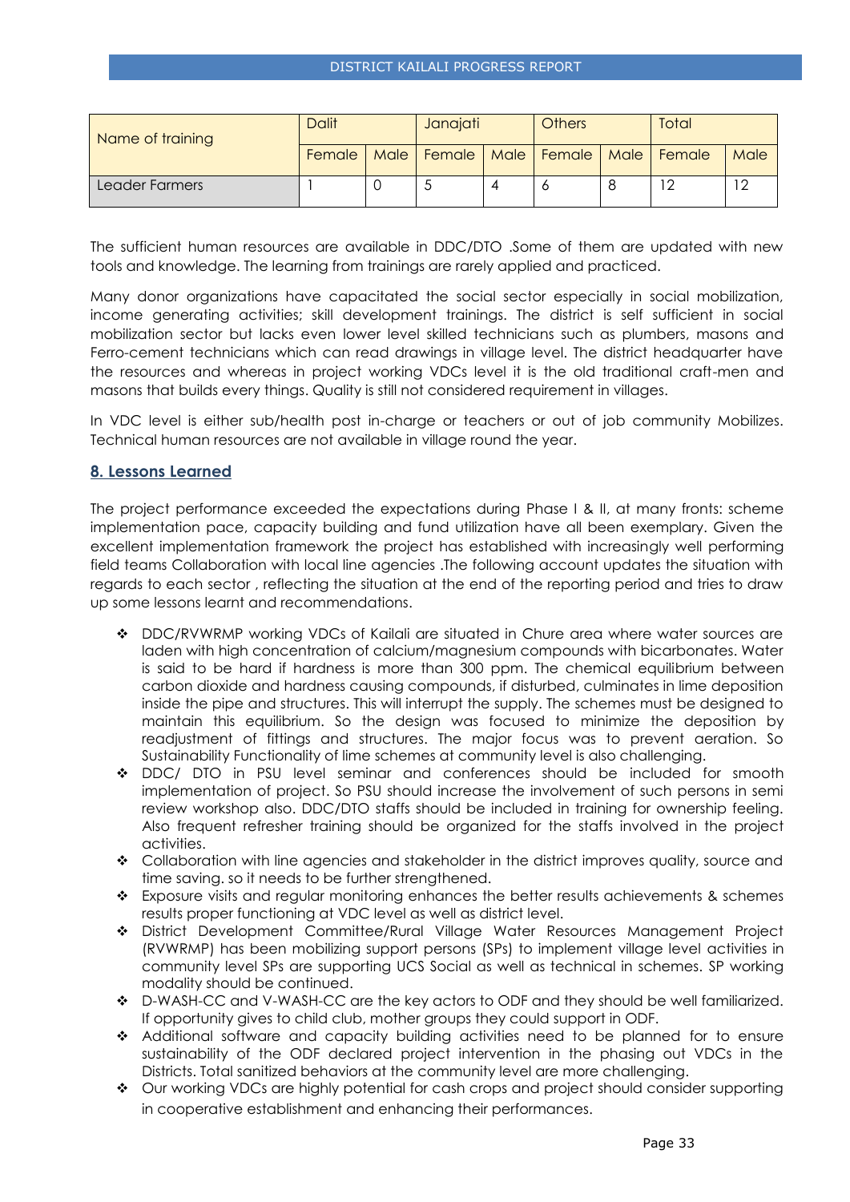| Name of training | Dalit | | Janajati | | Others | | Total | |
|---|---|---|---|---|---|---|---|---|
| | Female | Male | Female | Male | Female | Male | Female | Male |
| Leader Farmers | 1 | 0 | 5 | 4 | 6 | 8 | 12 | 12 |

The sufficient human resources are available in DDC/DTO .Some of them are updated with new tools and knowledge. The learning from trainings are rarely applied and practiced.

Many donor organizations have capacitated the social sector especially in social mobilization, income generating activities; skill development trainings. The district is self sufficient in social mobilization sector but lacks even lower level skilled technicians such as plumbers, masons and Ferro-cement technicians which can read drawings in village level. The district headquarter have the resources and whereas in project working VDCs level it is the old traditional craft-men and masons that builds every things. Quality is still not considered requirement in villages.

In VDC level is either sub/health post in-charge or teachers or out of job community Mobilizes. Technical human resources are not available in village round the year.

## 8. Lessons Learned

The project performance exceeded the expectations during Phase I & II, at many fronts: scheme implementation pace, capacity building and fund utilization have all been exemplary. Given the excellent implementation framework the project has established with increasingly well performing field teams Collaboration with local line agencies .The following account updates the situation with regards to each sector , reflecting the situation at the end of the reporting period and tries to draw up some lessons learnt and recommendations.

- DDC/RVWRMP working VDCs of Kailali are situated in Chure area where water sources are laden with high concentration of calcium/magnesium compounds with bicarbonates. Water is said to be hard if hardness is more than 300 ppm. The chemical equilibrium between carbon dioxide and hardness causing compounds, if disturbed, culminates in lime deposition inside the pipe and structures. This will interrupt the supply. The schemes must be designed to maintain this equilibrium. So the design was focused to minimize the deposition by readjustment of fittings and structures. The major focus was to prevent aeration. So Sustainability Functionality of lime schemes at community level is also challenging.
- DDC/ DTO in PSU level seminar and conferences should be included for smooth implementation of project. So PSU should increase the involvement of such persons in semi review workshop also. DDC/DTO staffs should be included in training for ownership feeling. Also frequent refresher training should be organized for the staffs involved in the project activities.
- Collaboration with line agencies and stakeholder in the district improves quality, source and time saving. so it needs to be further strengthened.
- Exposure visits and regular monitoring enhances the better results achievements & schemes results proper functioning at VDC level as well as district level.
- District Development Committee/Rural Village Water Resources Management Project (RVWRMP) has been mobilizing support persons (SPs) to implement village level activities in community level SPs are supporting UCS Social as well as technical in schemes. SP working modality should be continued.
- D-WASH-CC and V-WASH-CC are the key actors to ODF and they should be well familiarized. If opportunity gives to child club, mother groups they could support in ODF.
- Additional software and capacity building activities need to be planned for to ensure sustainability of the ODF declared project intervention in the phasing out VDCs in the Districts. Total sanitized behaviors at the community level are more challenging.
- Our working VDCs are highly potential for cash crops and project should consider supporting in cooperative establishment and enhancing their performances.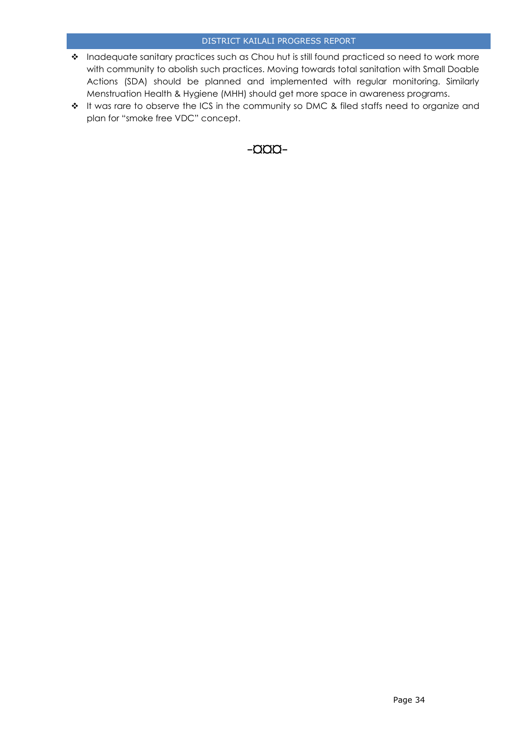- Inadequate sanitary practices such as Chou hut is still found practiced so need to work more with community to abolish such practices. Moving towards total sanitation with Small Doable Actions (SDA) should be planned and implemented with regular monitoring. Similarly Menstruation Health & Hygiene (MHH) should get more space in awareness programs.
- It was rare to observe the ICS in the community so DMC & filed staffs need to organize and plan for "smoke free VDC" concept.

-¤¤¤-